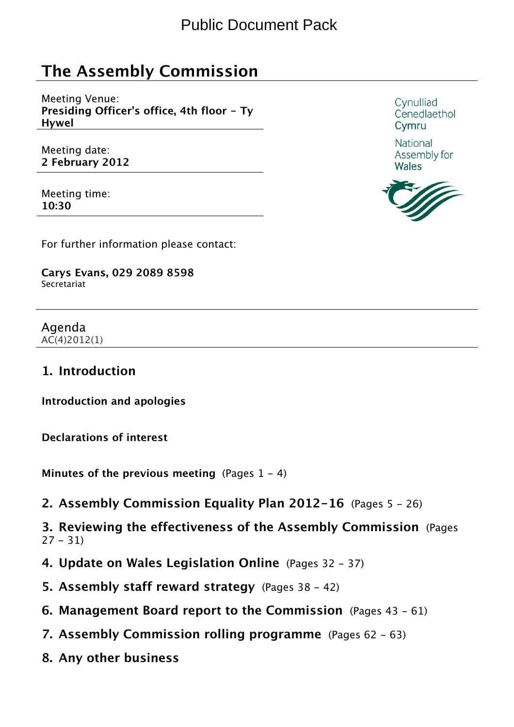Public Document Pack

# The Assembly Commission

Meeting Venue:
**Presiding Officer's office, 4th floor - Ty Hywel**

Meeting date:
**2 February 2012**

Meeting time:
**10:30**

Cynulliad Cenedlaethol Cymru

National Assembly for Wales

For further information please contact:

**Carys Evans, 029 2089 8598**
Secretariat

Agenda
AC(4)2012(1)

## 1. Introduction

**Introduction and apologies**

**Declarations of interest**

**Minutes of the previous meeting** (Pages 1 - 4)

## 2. Assembly Commission Equality Plan 2012-16 (Pages 5 - 26)

## 3. Reviewing the effectiveness of the Assembly Commission (Pages 27 - 31)

## 4. Update on Wales Legislation Online (Pages 32 - 37)

## 5. Assembly staff reward strategy (Pages 38 - 42)

## 6. Management Board report to the Commission (Pages 43 - 61)

## 7. Assembly Commission rolling programme (Pages 62 - 63)

## 8. Any other business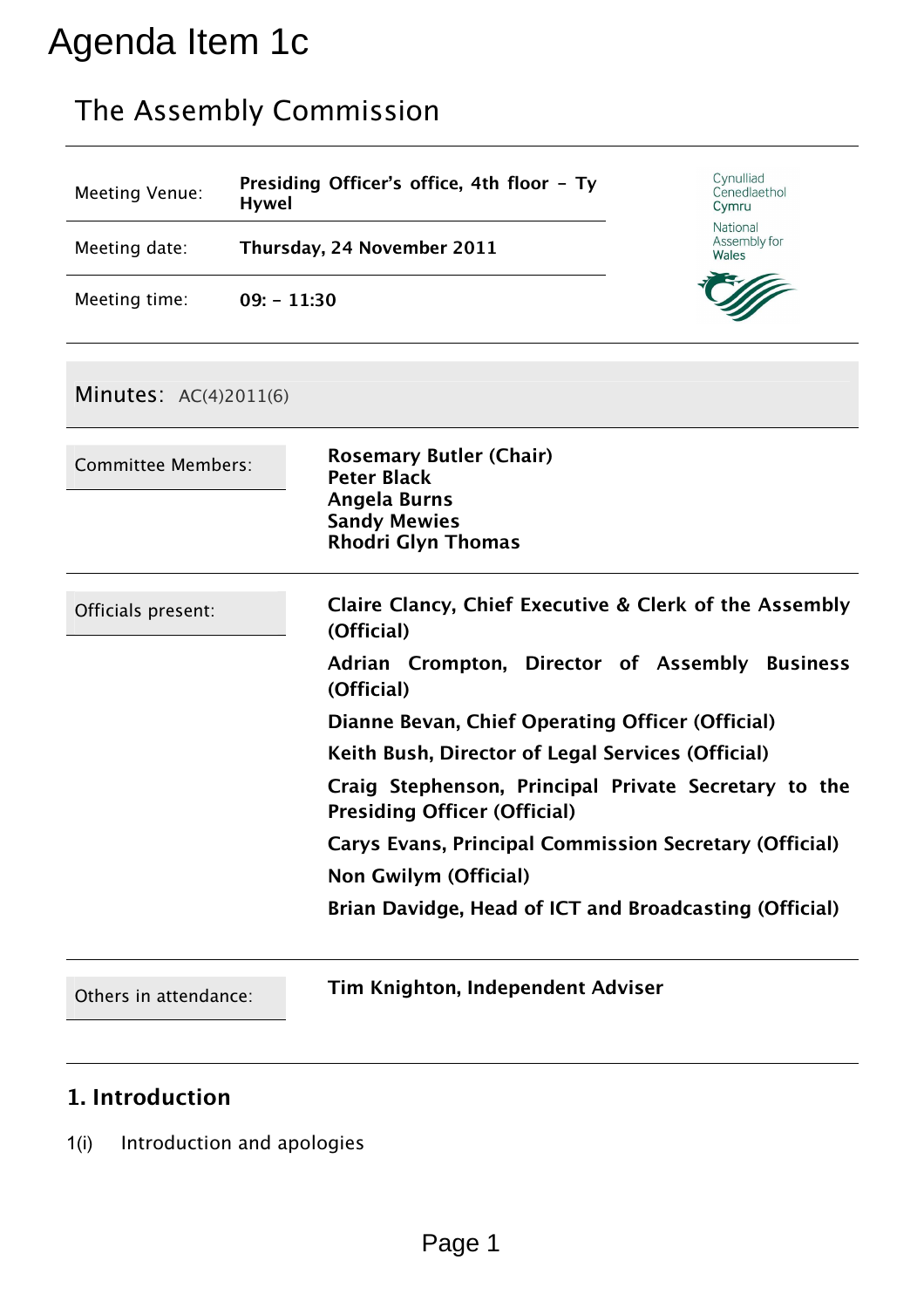# Agenda Item 1c

## The Assembly Commission

| | |
|---|---|
| Meeting Venue: | **Presiding Officer's office, 4th floor – Ty Hywel** |
| Meeting date: | **Thursday, 24 November 2011** |
| Meeting time: | **09: – 11:30** |

Cynulliad Cenedlaethol Cymru
National Assembly for Wales

## Minutes: AC(4)2011(6)

| | |
|---|---|
| Committee Members: | **Rosemary Butler (Chair)**<br>**Peter Black**<br>**Angela Burns**<br>**Sandy Mewies**<br>**Rhodri Glyn Thomas** |
| Officials present: | **Claire Clancy, Chief Executive & Clerk of the Assembly (Official)**<br>**Adrian Crompton, Director of Assembly Business (Official)**<br>**Dianne Bevan, Chief Operating Officer (Official)**<br>**Keith Bush, Director of Legal Services (Official)**<br>**Craig Stephenson, Principal Private Secretary to the Presiding Officer (Official)**<br>**Carys Evans, Principal Commission Secretary (Official)**<br>**Non Gwilym (Official)**<br>**Brian Davidge, Head of ICT and Broadcasting (Official)** |
| Others in attendance: | **Tim Knighton, Independent Adviser** |

### 1. Introduction

1(i) Introduction and apologies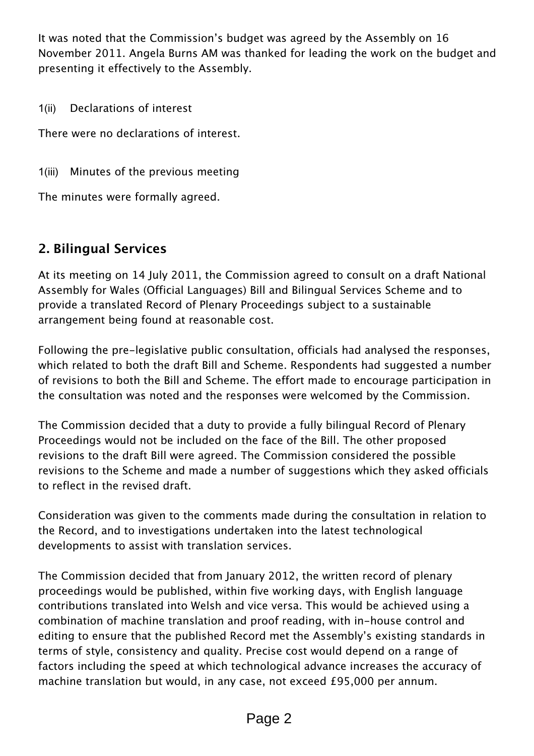It was noted that the Commission's budget was agreed by the Assembly on 16 November 2011. Angela Burns AM was thanked for leading the work on the budget and presenting it effectively to the Assembly.

1(ii) Declarations of interest

There were no declarations of interest.

1(iii) Minutes of the previous meeting

The minutes were formally agreed.

## 2. Bilingual Services

At its meeting on 14 July 2011, the Commission agreed to consult on a draft National Assembly for Wales (Official Languages) Bill and Bilingual Services Scheme and to provide a translated Record of Plenary Proceedings subject to a sustainable arrangement being found at reasonable cost.

Following the pre-legislative public consultation, officials had analysed the responses, which related to both the draft Bill and Scheme. Respondents had suggested a number of revisions to both the Bill and Scheme. The effort made to encourage participation in the consultation was noted and the responses were welcomed by the Commission.

The Commission decided that a duty to provide a fully bilingual Record of Plenary Proceedings would not be included on the face of the Bill. The other proposed revisions to the draft Bill were agreed. The Commission considered the possible revisions to the Scheme and made a number of suggestions which they asked officials to reflect in the revised draft.

Consideration was given to the comments made during the consultation in relation to the Record, and to investigations undertaken into the latest technological developments to assist with translation services.

The Commission decided that from January 2012, the written record of plenary proceedings would be published, within five working days, with English language contributions translated into Welsh and vice versa. This would be achieved using a combination of machine translation and proof reading, with in-house control and editing to ensure that the published Record met the Assembly's existing standards in terms of style, consistency and quality. Precise cost would depend on a range of factors including the speed at which technological advance increases the accuracy of machine translation but would, in any case, not exceed £95,000 per annum.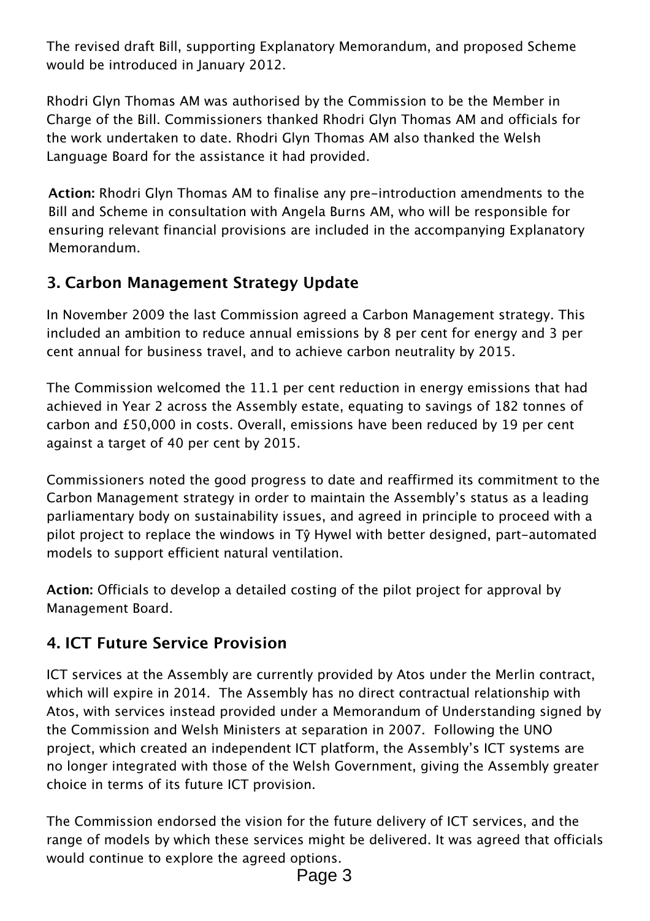The revised draft Bill, supporting Explanatory Memorandum, and proposed Scheme would be introduced in January 2012.

Rhodri Glyn Thomas AM was authorised by the Commission to be the Member in Charge of the Bill. Commissioners thanked Rhodri Glyn Thomas AM and officials for the work undertaken to date. Rhodri Glyn Thomas AM also thanked the Welsh Language Board for the assistance it had provided.

**Action:** Rhodri Glyn Thomas AM to finalise any pre-introduction amendments to the Bill and Scheme in consultation with Angela Burns AM, who will be responsible for ensuring relevant financial provisions are included in the accompanying Explanatory Memorandum.

## 3. Carbon Management Strategy Update

In November 2009 the last Commission agreed a Carbon Management strategy. This included an ambition to reduce annual emissions by 8 per cent for energy and 3 per cent annual for business travel, and to achieve carbon neutrality by 2015.

The Commission welcomed the 11.1 per cent reduction in energy emissions that had achieved in Year 2 across the Assembly estate, equating to savings of 182 tonnes of carbon and £50,000 in costs. Overall, emissions have been reduced by 19 per cent against a target of 40 per cent by 2015.

Commissioners noted the good progress to date and reaffirmed its commitment to the Carbon Management strategy in order to maintain the Assembly's status as a leading parliamentary body on sustainability issues, and agreed in principle to proceed with a pilot project to replace the windows in Tŷ Hywel with better designed, part-automated models to support efficient natural ventilation.

**Action:** Officials to develop a detailed costing of the pilot project for approval by Management Board.

## 4. ICT Future Service Provision

ICT services at the Assembly are currently provided by Atos under the Merlin contract, which will expire in 2014. The Assembly has no direct contractual relationship with Atos, with services instead provided under a Memorandum of Understanding signed by the Commission and Welsh Ministers at separation in 2007. Following the UNO project, which created an independent ICT platform, the Assembly's ICT systems are no longer integrated with those of the Welsh Government, giving the Assembly greater choice in terms of its future ICT provision.

The Commission endorsed the vision for the future delivery of ICT services, and the range of models by which these services might be delivered. It was agreed that officials would continue to explore the agreed options.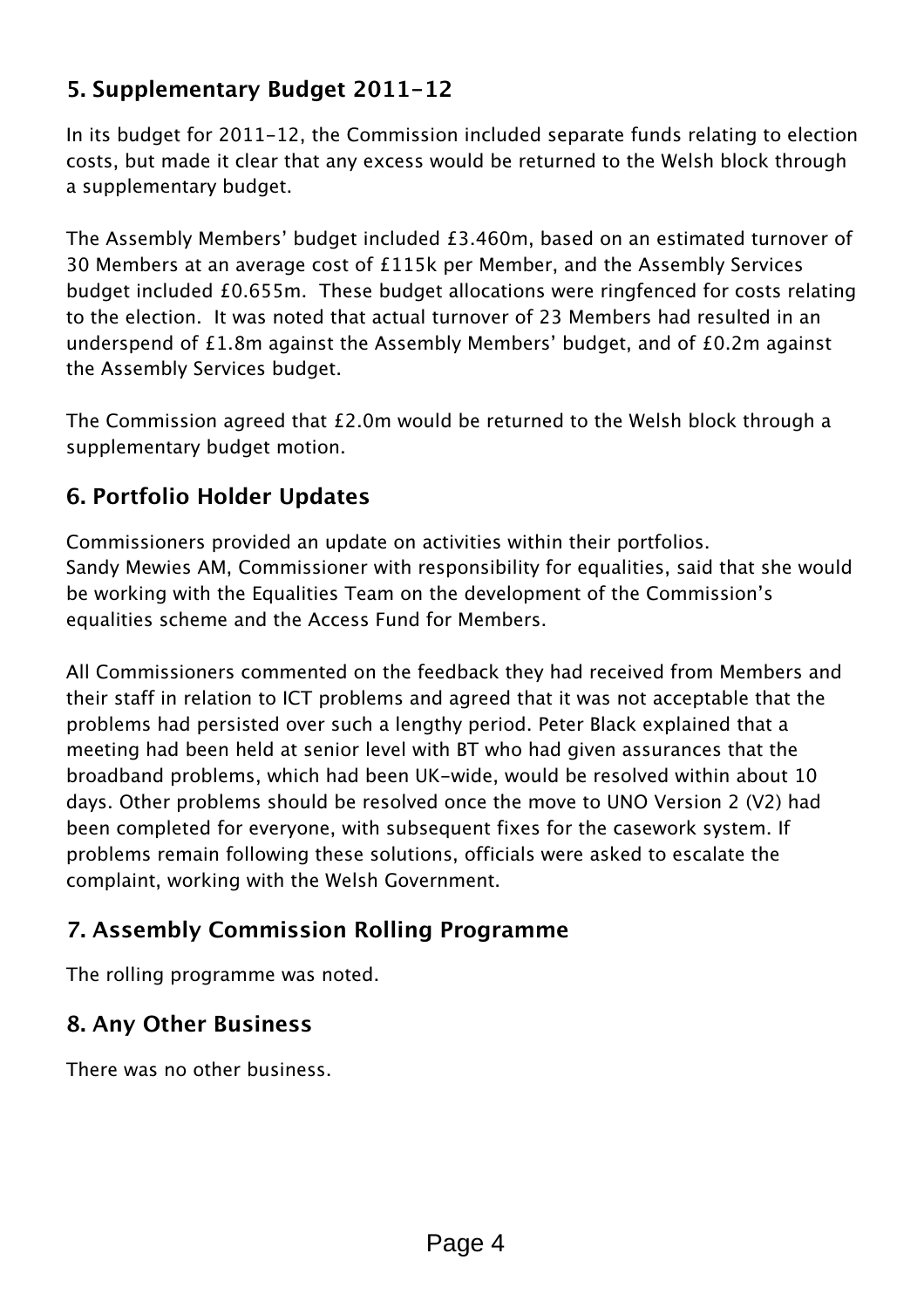## 5. Supplementary Budget 2011-12

In its budget for 2011-12, the Commission included separate funds relating to election costs, but made it clear that any excess would be returned to the Welsh block through a supplementary budget.

The Assembly Members' budget included £3.460m, based on an estimated turnover of 30 Members at an average cost of £115k per Member, and the Assembly Services budget included £0.655m. These budget allocations were ringfenced for costs relating to the election. It was noted that actual turnover of 23 Members had resulted in an underspend of £1.8m against the Assembly Members' budget, and of £0.2m against the Assembly Services budget.

The Commission agreed that £2.0m would be returned to the Welsh block through a supplementary budget motion.

## 6. Portfolio Holder Updates

Commissioners provided an update on activities within their portfolios.
Sandy Mewies AM, Commissioner with responsibility for equalities, said that she would be working with the Equalities Team on the development of the Commission's equalities scheme and the Access Fund for Members.

All Commissioners commented on the feedback they had received from Members and their staff in relation to ICT problems and agreed that it was not acceptable that the problems had persisted over such a lengthy period. Peter Black explained that a meeting had been held at senior level with BT who had given assurances that the broadband problems, which had been UK-wide, would be resolved within about 10 days. Other problems should be resolved once the move to UNO Version 2 (V2) had been completed for everyone, with subsequent fixes for the casework system. If problems remain following these solutions, officials were asked to escalate the complaint, working with the Welsh Government.

## 7. Assembly Commission Rolling Programme

The rolling programme was noted.

## 8. Any Other Business

There was no other business.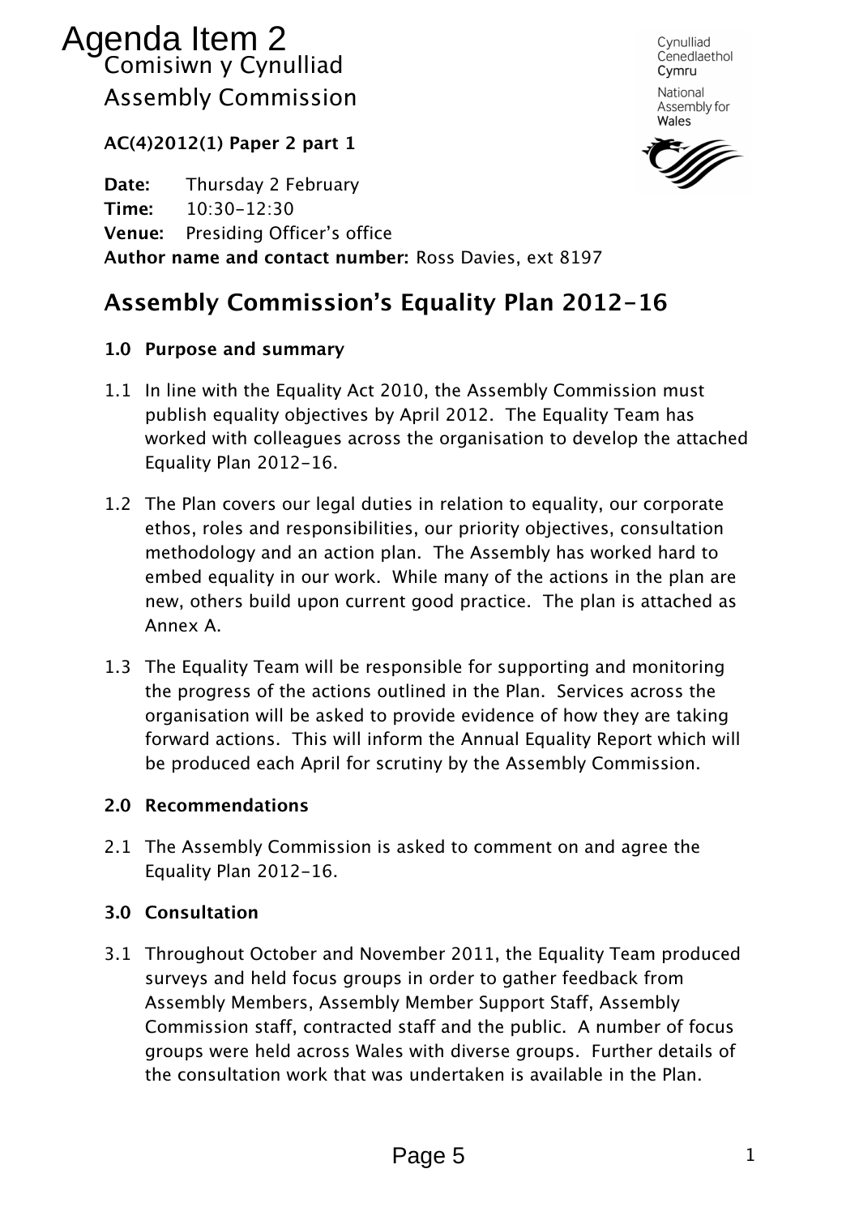Agenda Item 2

Comisiwn y Cynulliad

Assembly Commission

**AC(4)2012(1) Paper 2 part 1**

**Date:** Thursday 2 February

**Time:** 10:30-12:30

**Venue:** Presiding Officer's office

**Author name and contact number:** Ross Davies, ext 8197

# Assembly Commission's Equality Plan 2012-16

## 1.0 Purpose and summary

1.1 In line with the Equality Act 2010, the Assembly Commission must publish equality objectives by April 2012. The Equality Team has worked with colleagues across the organisation to develop the attached Equality Plan 2012-16.

1.2 The Plan covers our legal duties in relation to equality, our corporate ethos, roles and responsibilities, our priority objectives, consultation methodology and an action plan. The Assembly has worked hard to embed equality in our work. While many of the actions in the plan are new, others build upon current good practice. The plan is attached as Annex A.

1.3 The Equality Team will be responsible for supporting and monitoring the progress of the actions outlined in the Plan. Services across the organisation will be asked to provide evidence of how they are taking forward actions. This will inform the Annual Equality Report which will be produced each April for scrutiny by the Assembly Commission.

## 2.0 Recommendations

2.1 The Assembly Commission is asked to comment on and agree the Equality Plan 2012-16.

## 3.0 Consultation

3.1 Throughout October and November 2011, the Equality Team produced surveys and held focus groups in order to gather feedback from Assembly Members, Assembly Member Support Staff, Assembly Commission staff, contracted staff and the public. A number of focus groups were held across Wales with diverse groups. Further details of the consultation work that was undertaken is available in the Plan.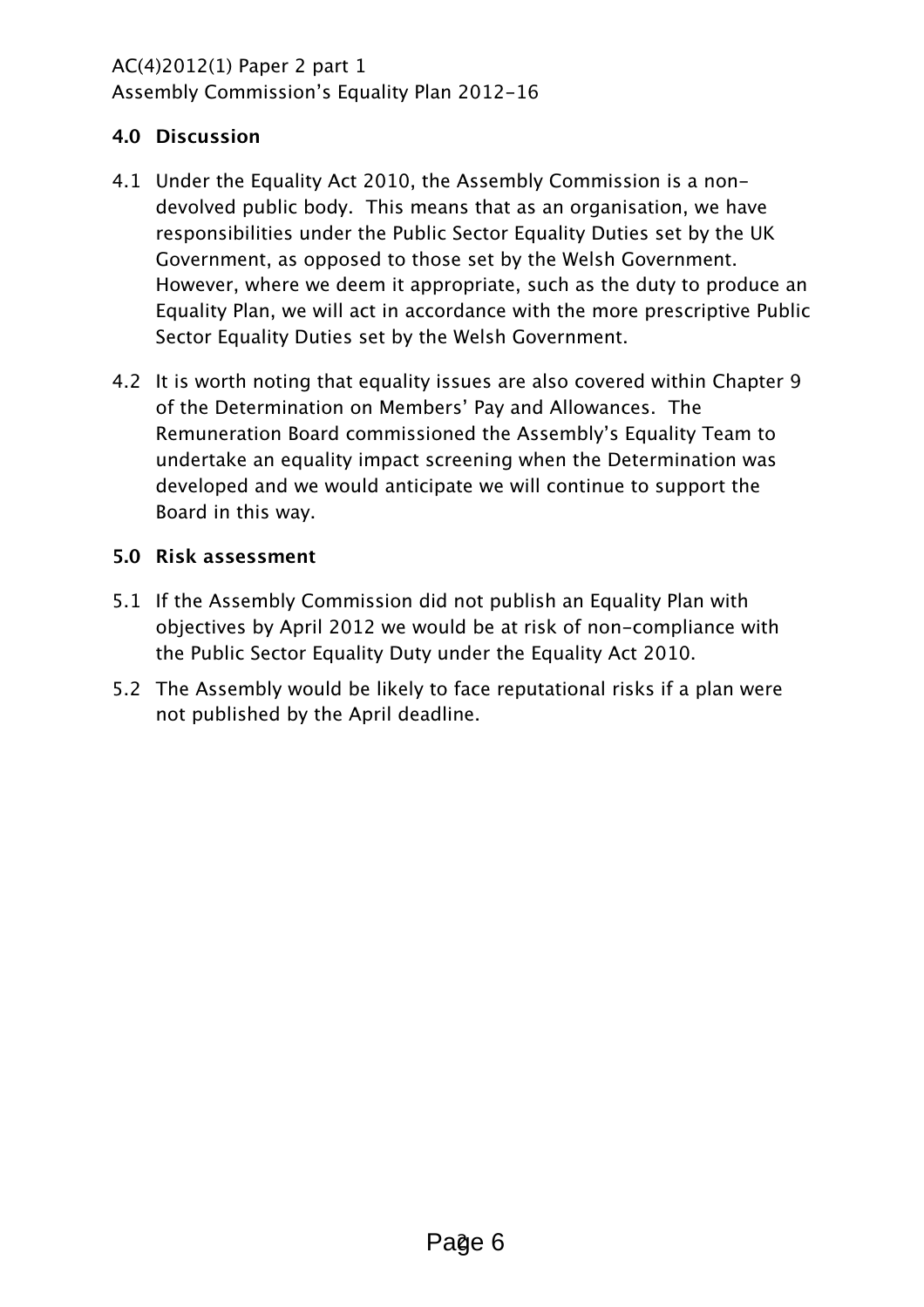## 4.0 Discussion

4.1 Under the Equality Act 2010, the Assembly Commission is a non-devolved public body. This means that as an organisation, we have responsibilities under the Public Sector Equality Duties set by the UK Government, as opposed to those set by the Welsh Government. However, where we deem it appropriate, such as the duty to produce an Equality Plan, we will act in accordance with the more prescriptive Public Sector Equality Duties set by the Welsh Government.

4.2 It is worth noting that equality issues are also covered within Chapter 9 of the Determination on Members' Pay and Allowances. The Remuneration Board commissioned the Assembly's Equality Team to undertake an equality impact screening when the Determination was developed and we would anticipate we will continue to support the Board in this way.

## 5.0 Risk assessment

5.1 If the Assembly Commission did not publish an Equality Plan with objectives by April 2012 we would be at risk of non-compliance with the Public Sector Equality Duty under the Equality Act 2010.

5.2 The Assembly would be likely to face reputational risks if a plan were not published by the April deadline.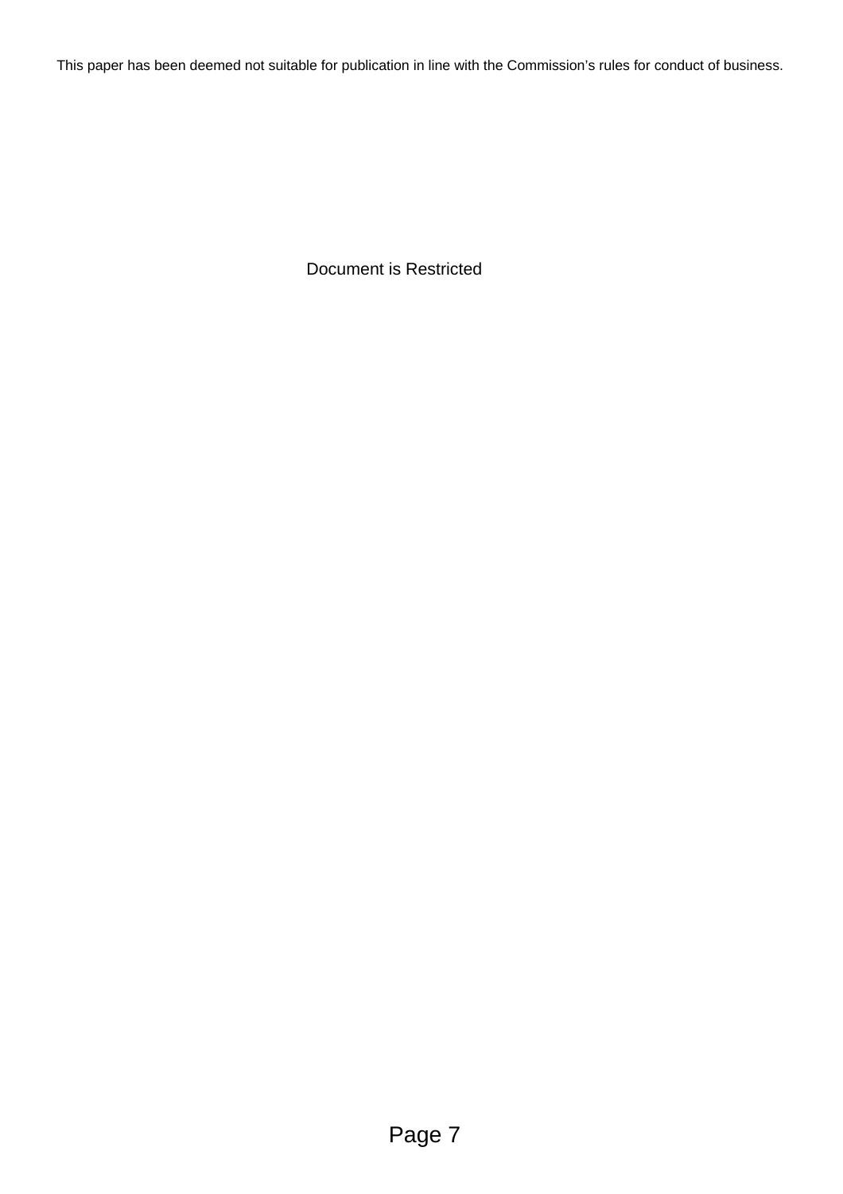This paper has been deemed not suitable for publication in line with the Commission's rules for conduct of business.

Document is Restricted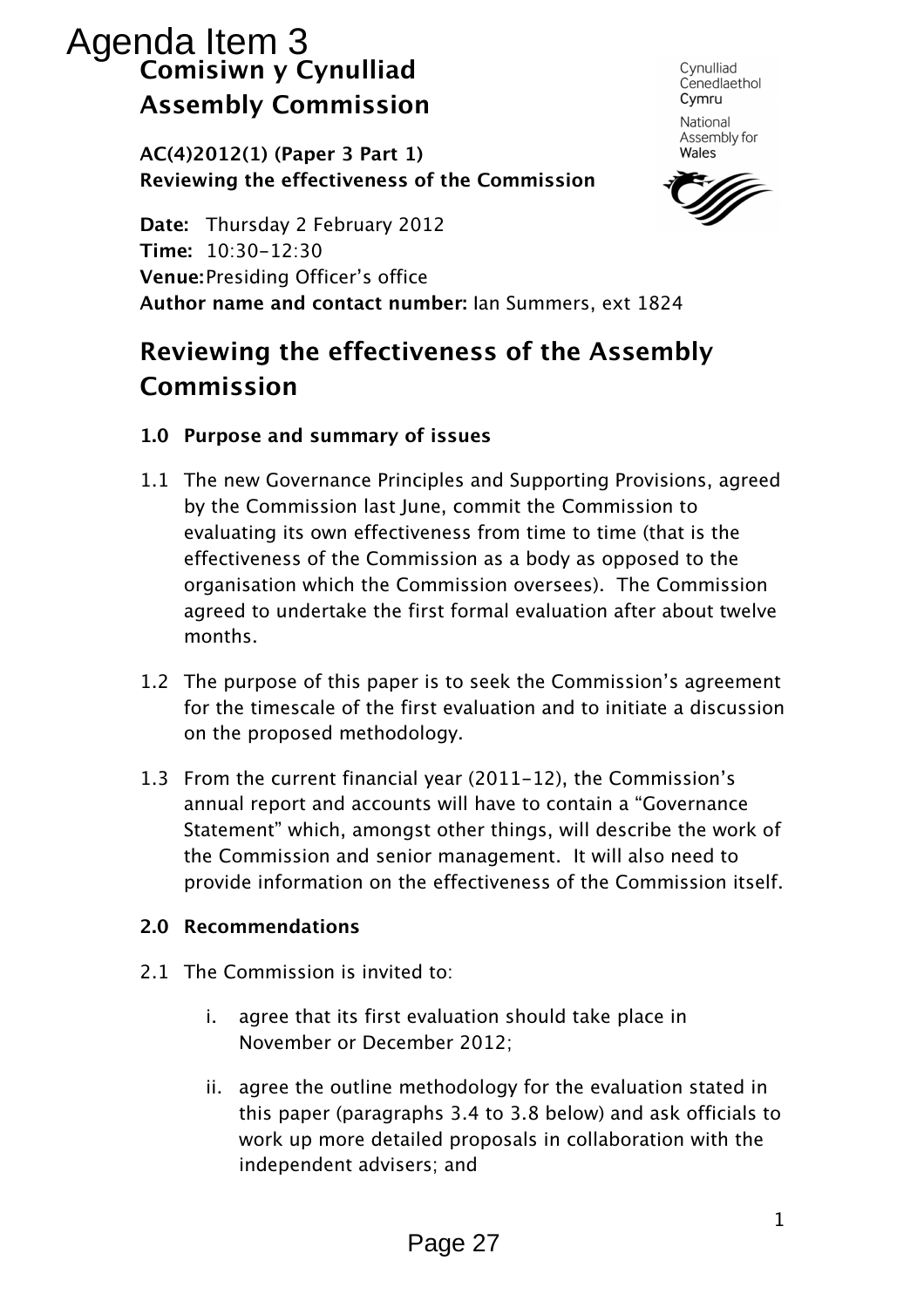Agenda Item 3

**Comisiwn y Cynulliad**

**Assembly Commission**

Cynulliad Cenedlaethol Cymru

National Assembly for Wales

**AC(4)2012(1) (Paper 3 Part 1)**
**Reviewing the effectiveness of the Commission**

**Date:** Thursday 2 February 2012
**Time:** 10:30-12:30
**Venue:** Presiding Officer's office
**Author name and contact number:** Ian Summers, ext 1824

# Reviewing the effectiveness of the Assembly Commission

### 1.0 Purpose and summary of issues

1.1 The new Governance Principles and Supporting Provisions, agreed by the Commission last June, commit the Commission to evaluating its own effectiveness from time to time (that is the effectiveness of the Commission as a body as opposed to the organisation which the Commission oversees). The Commission agreed to undertake the first formal evaluation after about twelve months.

1.2 The purpose of this paper is to seek the Commission's agreement for the timescale of the first evaluation and to initiate a discussion on the proposed methodology.

1.3 From the current financial year (2011-12), the Commission's annual report and accounts will have to contain a "Governance Statement" which, amongst other things, will describe the work of the Commission and senior management. It will also need to provide information on the effectiveness of the Commission itself.

### 2.0 Recommendations

2.1 The Commission is invited to:

i. agree that its first evaluation should take place in November or December 2012;

ii. agree the outline methodology for the evaluation stated in this paper (paragraphs 3.4 to 3.8 below) and ask officials to work up more detailed proposals in collaboration with the independent advisers; and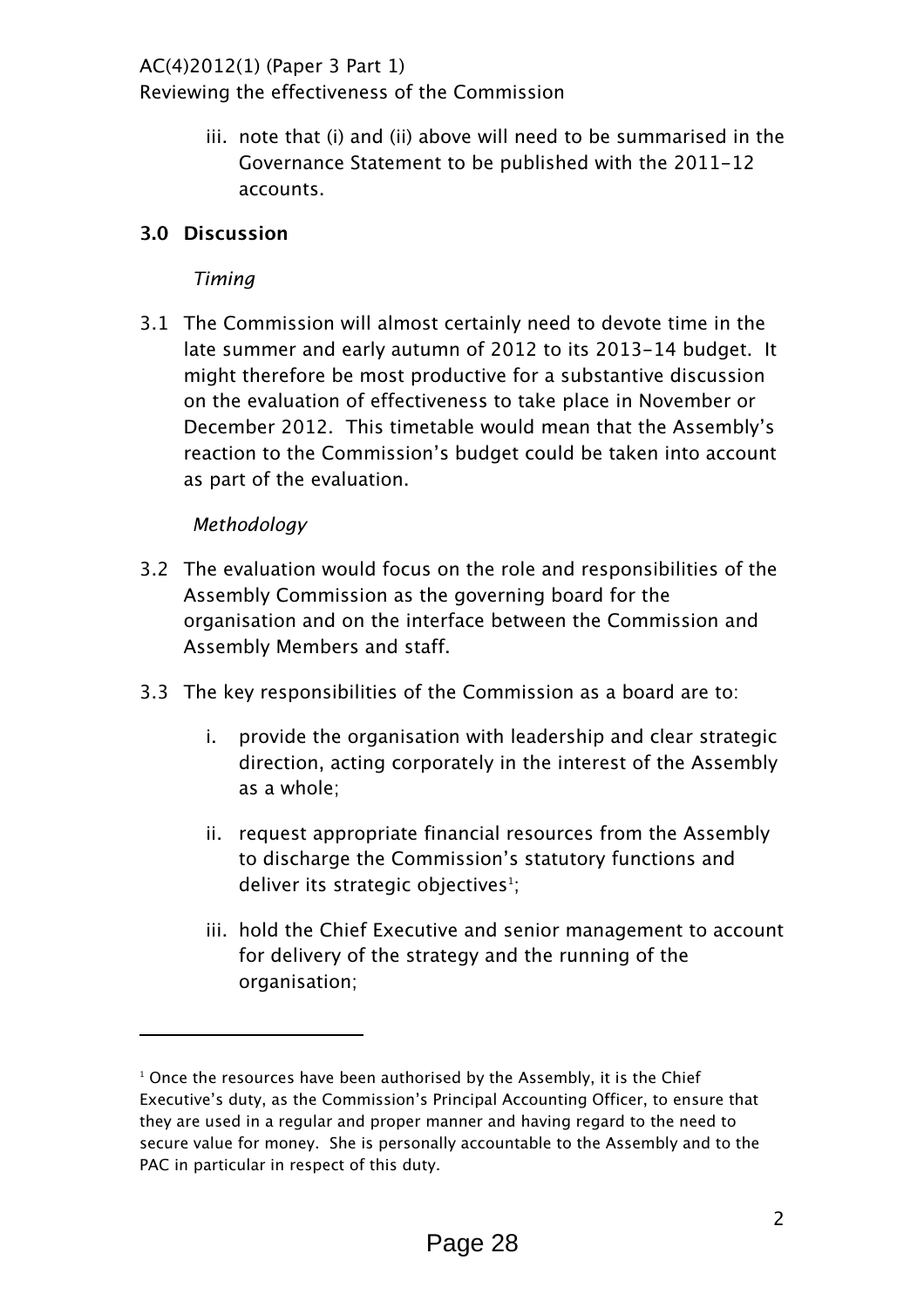iii. note that (i) and (ii) above will need to be summarised in the Governance Statement to be published with the 2011-12 accounts.

## 3.0 Discussion

*Timing*

3.1 The Commission will almost certainly need to devote time in the late summer and early autumn of 2012 to its 2013-14 budget. It might therefore be most productive for a substantive discussion on the evaluation of effectiveness to take place in November or December 2012. This timetable would mean that the Assembly's reaction to the Commission's budget could be taken into account as part of the evaluation.

*Methodology*

3.2 The evaluation would focus on the role and responsibilities of the Assembly Commission as the governing board for the organisation and on the interface between the Commission and Assembly Members and staff.

3.3 The key responsibilities of the Commission as a board are to:

i. provide the organisation with leadership and clear strategic direction, acting corporately in the interest of the Assembly as a whole;

ii. request appropriate financial resources from the Assembly to discharge the Commission's statutory functions and deliver its strategic objectives[1];

iii. hold the Chief Executive and senior management to account for delivery of the strategy and the running of the organisation;

---

[1] Once the resources have been authorised by the Assembly, it is the Chief Executive's duty, as the Commission's Principal Accounting Officer, to ensure that they are used in a regular and proper manner and having regard to the need to secure value for money. She is personally accountable to the Assembly and to the PAC in particular in respect of this duty.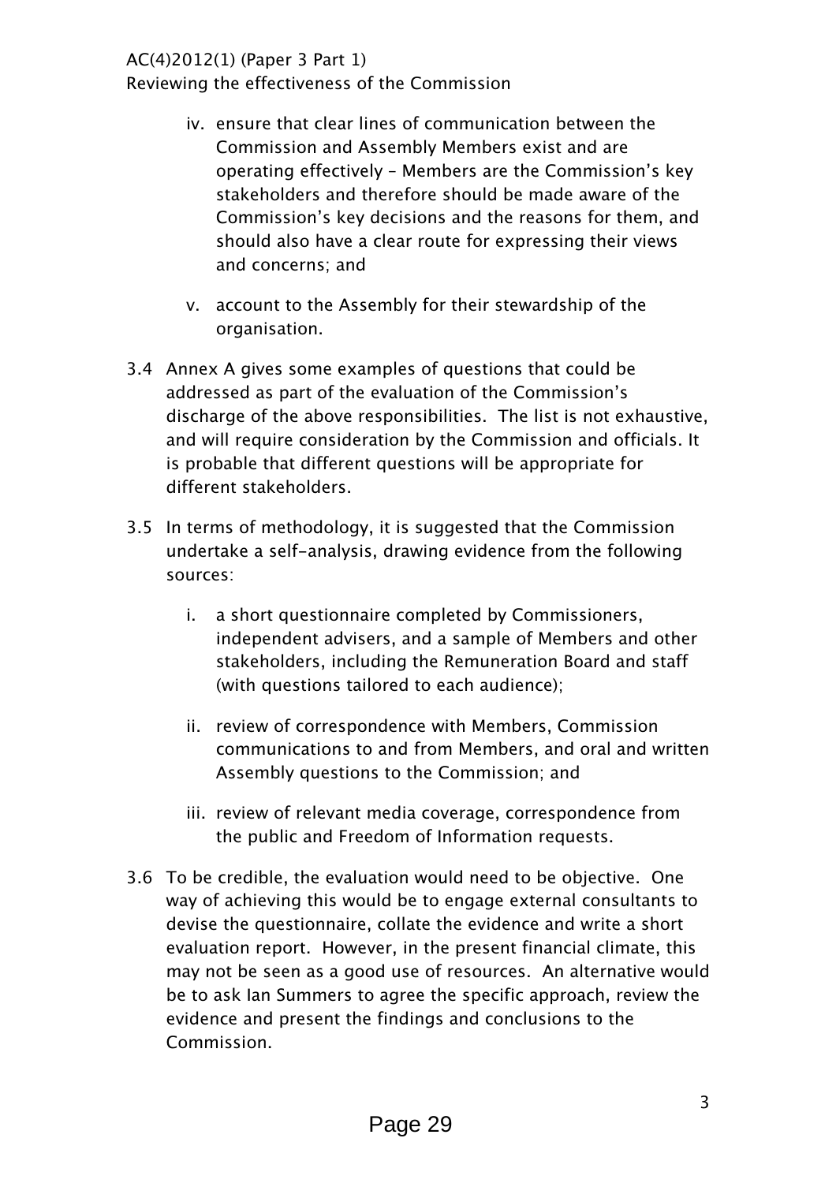iv. ensure that clear lines of communication between the Commission and Assembly Members exist and are operating effectively – Members are the Commission's key stakeholders and therefore should be made aware of the Commission's key decisions and the reasons for them, and should also have a clear route for expressing their views and concerns; and

v. account to the Assembly for their stewardship of the organisation.

3.4 Annex A gives some examples of questions that could be addressed as part of the evaluation of the Commission's discharge of the above responsibilities. The list is not exhaustive, and will require consideration by the Commission and officials. It is probable that different questions will be appropriate for different stakeholders.

3.5 In terms of methodology, it is suggested that the Commission undertake a self-analysis, drawing evidence from the following sources:

i. a short questionnaire completed by Commissioners, independent advisers, and a sample of Members and other stakeholders, including the Remuneration Board and staff (with questions tailored to each audience);

ii. review of correspondence with Members, Commission communications to and from Members, and oral and written Assembly questions to the Commission; and

iii. review of relevant media coverage, correspondence from the public and Freedom of Information requests.

3.6 To be credible, the evaluation would need to be objective. One way of achieving this would be to engage external consultants to devise the questionnaire, collate the evidence and write a short evaluation report. However, in the present financial climate, this may not be seen as a good use of resources. An alternative would be to ask Ian Summers to agree the specific approach, review the evidence and present the findings and conclusions to the Commission.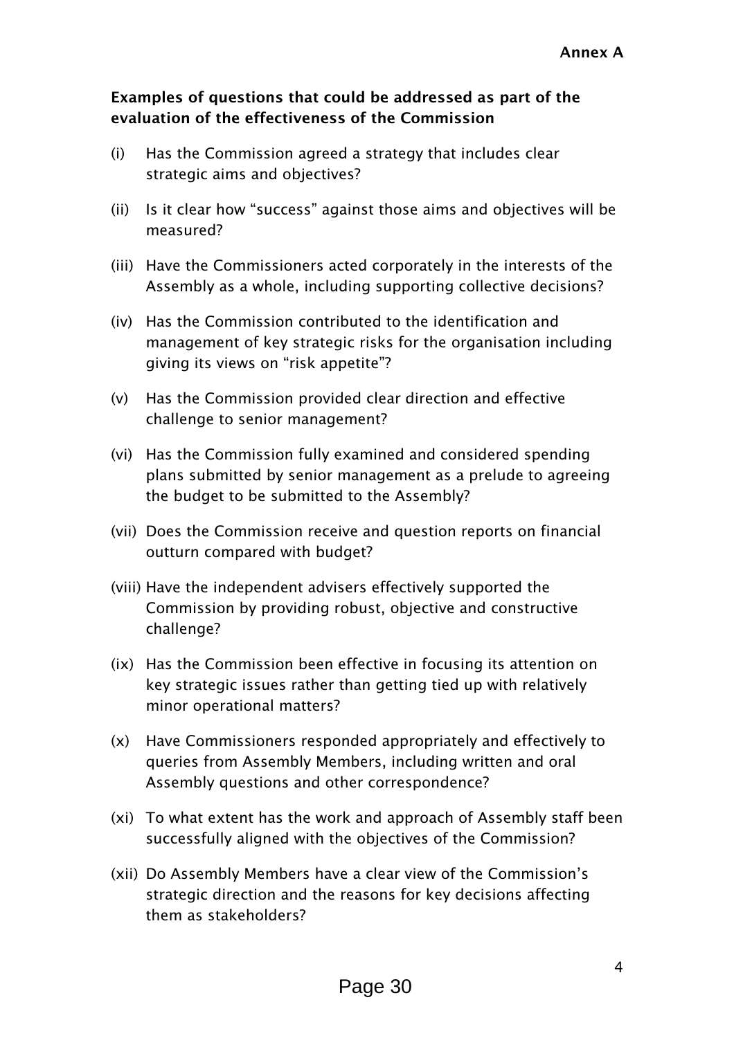**Annex A**

**Examples of questions that could be addressed as part of the evaluation of the effectiveness of the Commission**

(i) Has the Commission agreed a strategy that includes clear strategic aims and objectives?

(ii) Is it clear how "success" against those aims and objectives will be measured?

(iii) Have the Commissioners acted corporately in the interests of the Assembly as a whole, including supporting collective decisions?

(iv) Has the Commission contributed to the identification and management of key strategic risks for the organisation including giving its views on "risk appetite"?

(v) Has the Commission provided clear direction and effective challenge to senior management?

(vi) Has the Commission fully examined and considered spending plans submitted by senior management as a prelude to agreeing the budget to be submitted to the Assembly?

(vii) Does the Commission receive and question reports on financial outturn compared with budget?

(viii) Have the independent advisers effectively supported the Commission by providing robust, objective and constructive challenge?

(ix) Has the Commission been effective in focusing its attention on key strategic issues rather than getting tied up with relatively minor operational matters?

(x) Have Commissioners responded appropriately and effectively to queries from Assembly Members, including written and oral Assembly questions and other correspondence?

(xi) To what extent has the work and approach of Assembly staff been successfully aligned with the objectives of the Commission?

(xii) Do Assembly Members have a clear view of the Commission's strategic direction and the reasons for key decisions affecting them as stakeholders?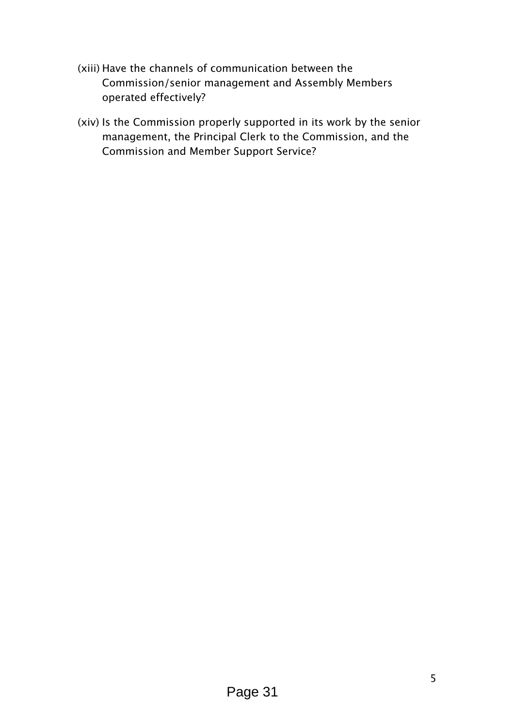(xiii) Have the channels of communication between the Commission/senior management and Assembly Members operated effectively?

(xiv) Is the Commission properly supported in its work by the senior management, the Principal Clerk to the Commission, and the Commission and Member Support Service?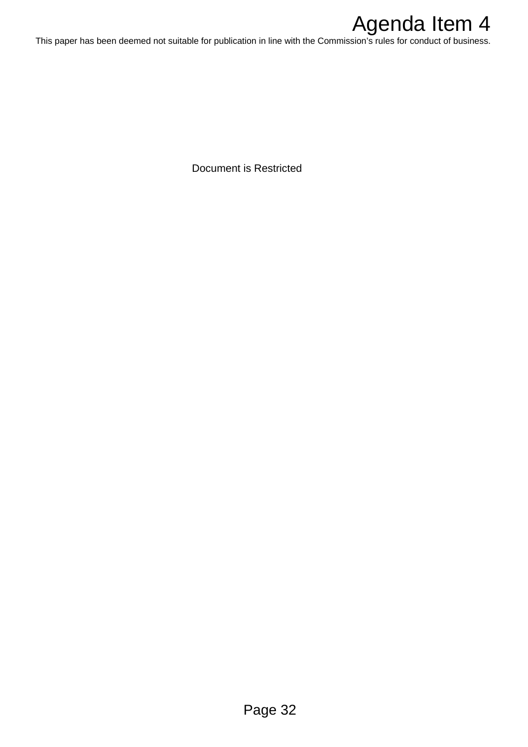# Agenda Item 4

This paper has been deemed not suitable for publication in line with the Commission's rules for conduct of business.

Document is Restricted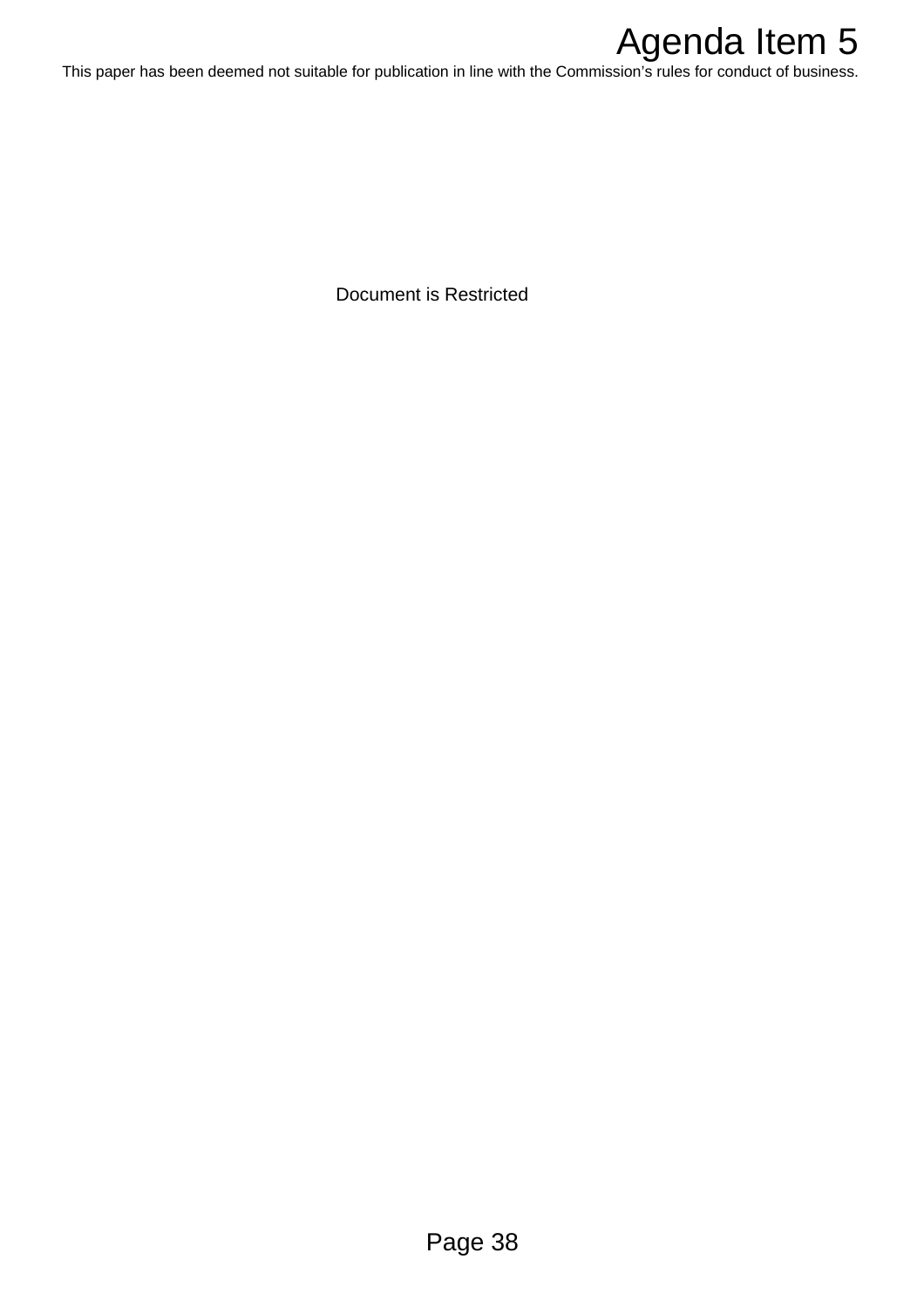# Agenda Item 5

This paper has been deemed not suitable for publication in line with the Commission's rules for conduct of business.

Document is Restricted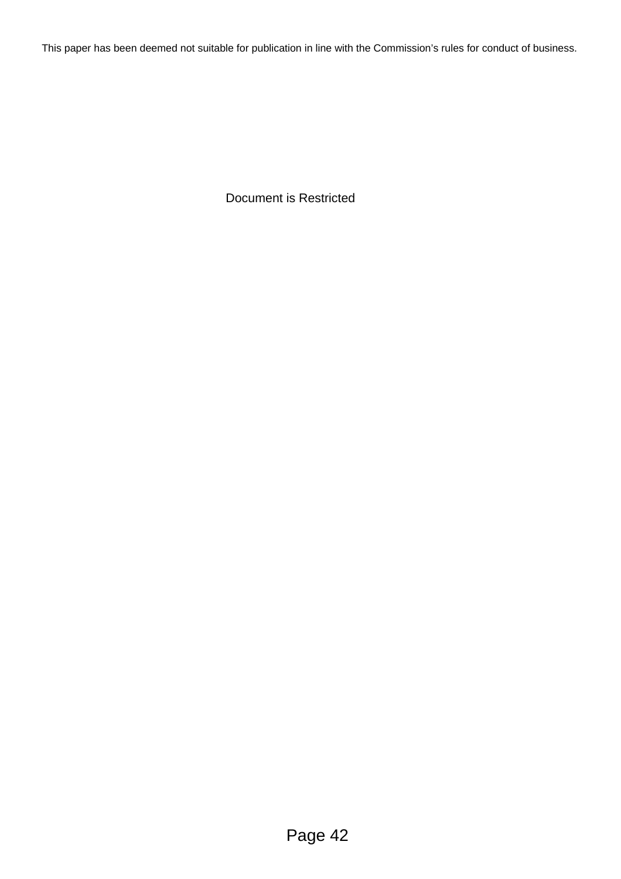This paper has been deemed not suitable for publication in line with the Commission's rules for conduct of business.

Document is Restricted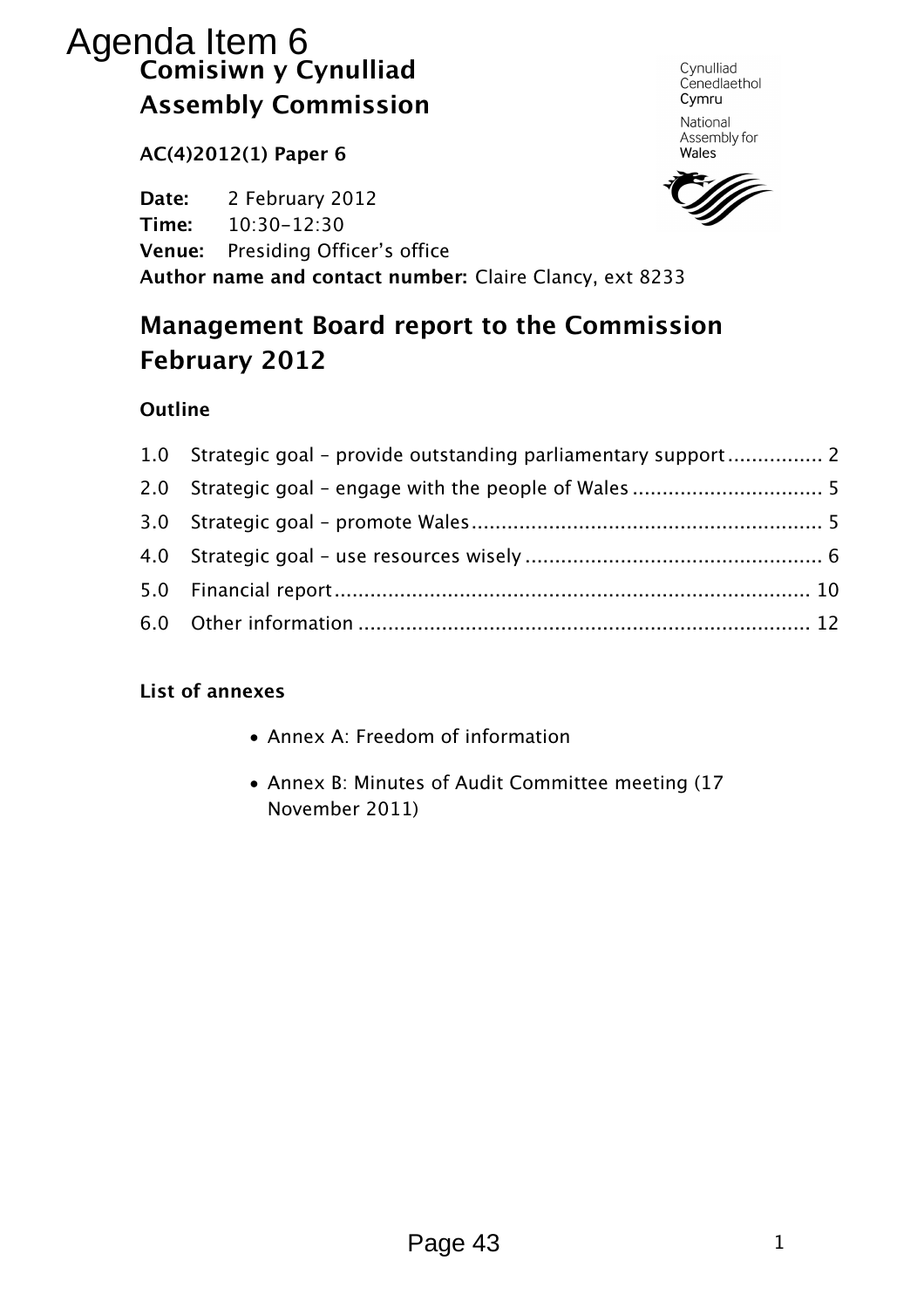# Agenda Item 6

## Comisiwn y Cynulliad
## Assembly Commission

**AC(4)2012(1) Paper 6**

**Date:** 2 February 2012
**Time:** 10:30-12:30
**Venue:** Presiding Officer's office
**Author name and contact number:** Claire Clancy, ext 8233

# Management Board report to the Commission February 2012

**Outline**

1.0 Strategic goal – provide outstanding parliamentary support ................ 2
2.0 Strategic goal – engage with the people of Wales ................................ 5
3.0 Strategic goal – promote Wales ........................................................... 5
4.0 Strategic goal – use resources wisely .................................................. 6
5.0 Financial report ................................................................................ 10
6.0 Other information ............................................................................ 12

**List of annexes**

- Annex A: Freedom of information
- Annex B: Minutes of Audit Committee meeting (17 November 2011)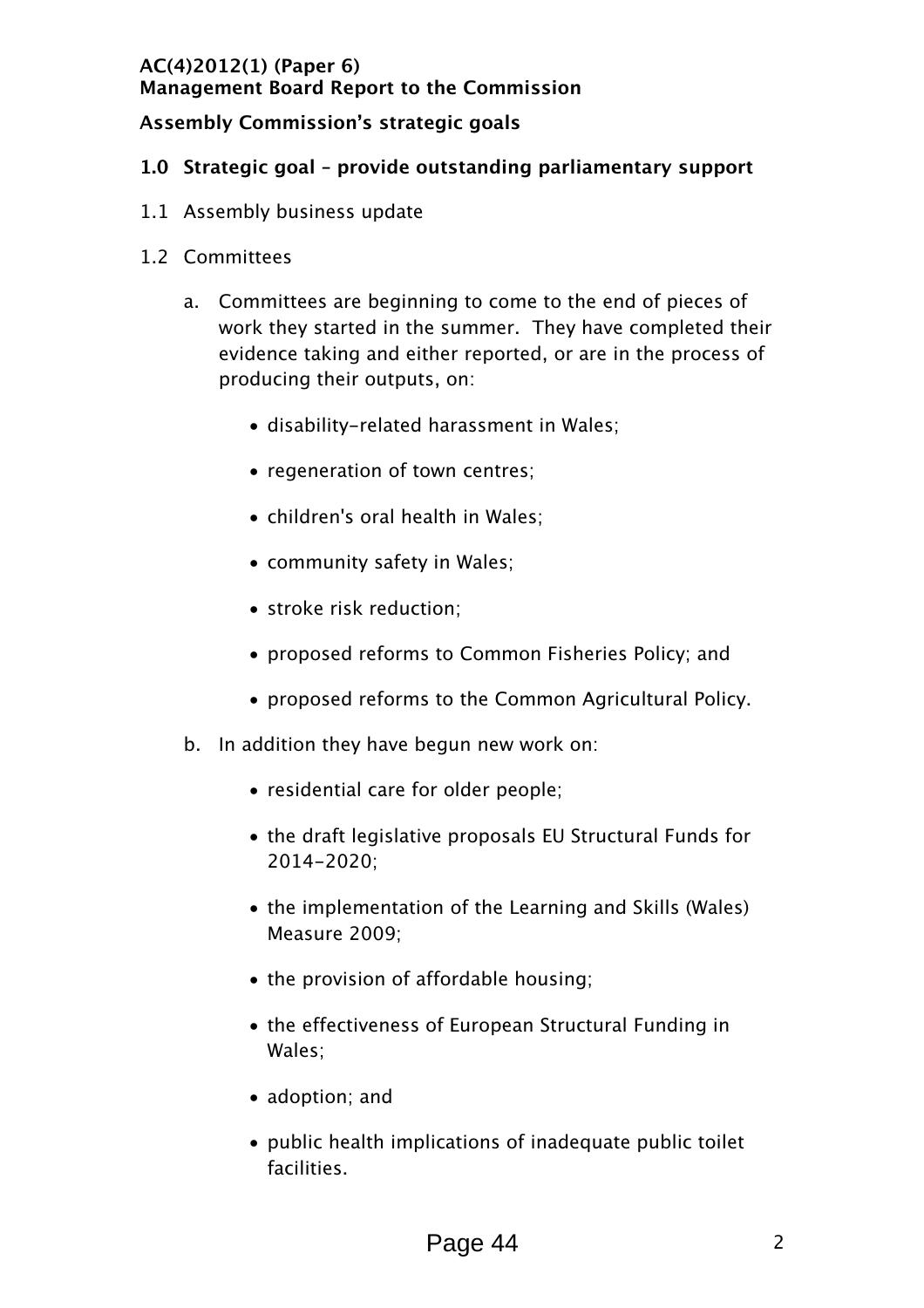**AC(4)2012(1) (Paper 6)**
**Management Board Report to the Commission**

**Assembly Commission's strategic goals**

## 1.0 Strategic goal – provide outstanding parliamentary support

1.1 Assembly business update

1.2 Committees

a. Committees are beginning to come to the end of pieces of work they started in the summer. They have completed their evidence taking and either reported, or are in the process of producing their outputs, on:

- disability-related harassment in Wales;
- regeneration of town centres;
- children's oral health in Wales;
- community safety in Wales;
- stroke risk reduction;
- proposed reforms to Common Fisheries Policy; and
- proposed reforms to the Common Agricultural Policy.

b. In addition they have begun new work on:

- residential care for older people;
- the draft legislative proposals EU Structural Funds for 2014-2020;
- the implementation of the Learning and Skills (Wales) Measure 2009;
- the provision of affordable housing;
- the effectiveness of European Structural Funding in Wales;
- adoption; and
- public health implications of inadequate public toilet facilities.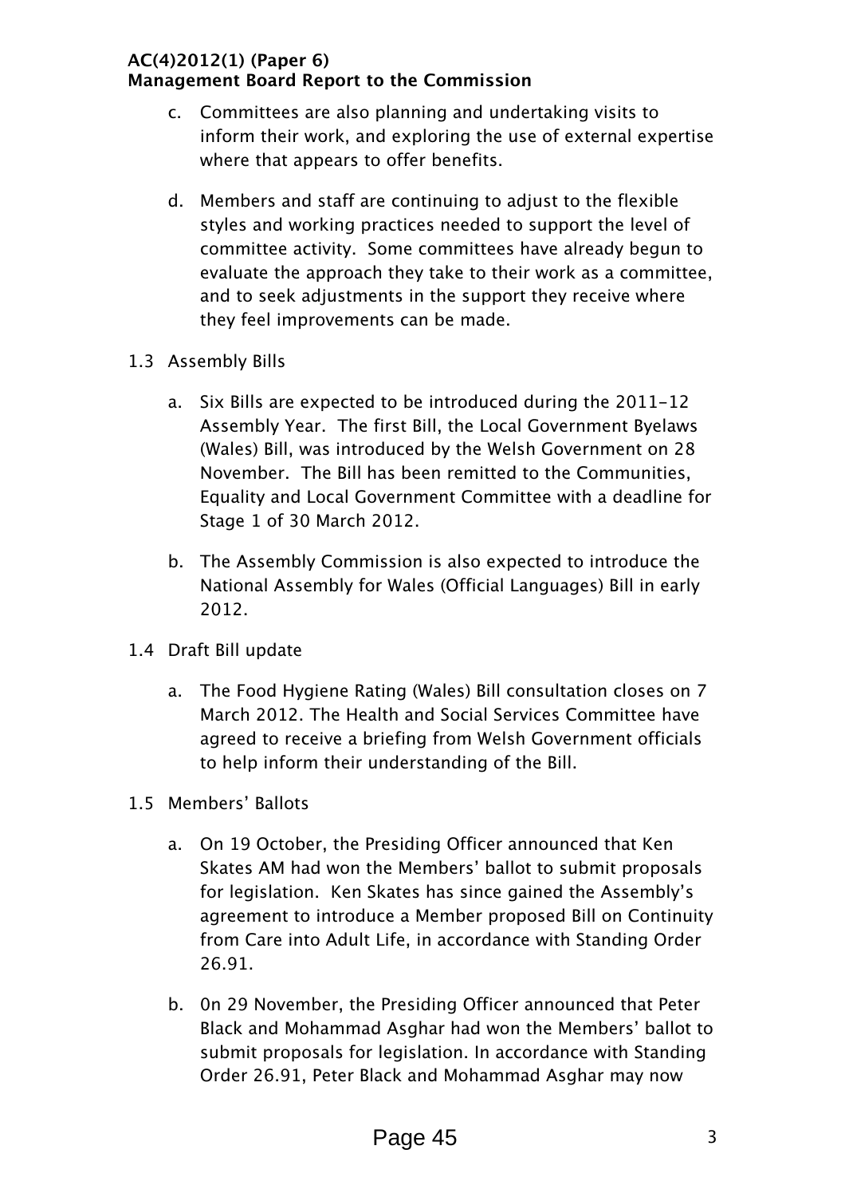c. Committees are also planning and undertaking visits to inform their work, and exploring the use of external expertise where that appears to offer benefits.

d. Members and staff are continuing to adjust to the flexible styles and working practices needed to support the level of committee activity. Some committees have already begun to evaluate the approach they take to their work as a committee, and to seek adjustments in the support they receive where they feel improvements can be made.

1.3 Assembly Bills

a. Six Bills are expected to be introduced during the 2011-12 Assembly Year. The first Bill, the Local Government Byelaws (Wales) Bill, was introduced by the Welsh Government on 28 November. The Bill has been remitted to the Communities, Equality and Local Government Committee with a deadline for Stage 1 of 30 March 2012.

b. The Assembly Commission is also expected to introduce the National Assembly for Wales (Official Languages) Bill in early 2012.

1.4 Draft Bill update

a. The Food Hygiene Rating (Wales) Bill consultation closes on 7 March 2012. The Health and Social Services Committee have agreed to receive a briefing from Welsh Government officials to help inform their understanding of the Bill.

1.5 Members' Ballots

a. On 19 October, the Presiding Officer announced that Ken Skates AM had won the Members' ballot to submit proposals for legislation. Ken Skates has since gained the Assembly's agreement to introduce a Member proposed Bill on Continuity from Care into Adult Life, in accordance with Standing Order 26.91.

b. 0n 29 November, the Presiding Officer announced that Peter Black and Mohammad Asghar had won the Members' ballot to submit proposals for legislation. In accordance with Standing Order 26.91, Peter Black and Mohammad Asghar may now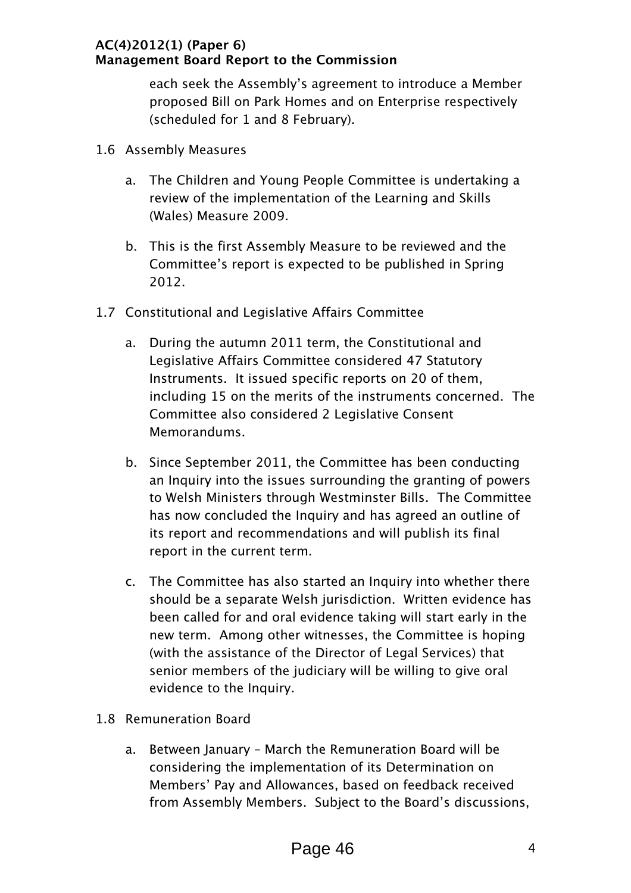each seek the Assembly's agreement to introduce a Member proposed Bill on Park Homes and on Enterprise respectively (scheduled for 1 and 8 February).

1.6 Assembly Measures

a. The Children and Young People Committee is undertaking a review of the implementation of the Learning and Skills (Wales) Measure 2009.

b. This is the first Assembly Measure to be reviewed and the Committee's report is expected to be published in Spring 2012.

1.7 Constitutional and Legislative Affairs Committee

a. During the autumn 2011 term, the Constitutional and Legislative Affairs Committee considered 47 Statutory Instruments. It issued specific reports on 20 of them, including 15 on the merits of the instruments concerned. The Committee also considered 2 Legislative Consent Memorandums.

b. Since September 2011, the Committee has been conducting an Inquiry into the issues surrounding the granting of powers to Welsh Ministers through Westminster Bills. The Committee has now concluded the Inquiry and has agreed an outline of its report and recommendations and will publish its final report in the current term.

c. The Committee has also started an Inquiry into whether there should be a separate Welsh jurisdiction. Written evidence has been called for and oral evidence taking will start early in the new term. Among other witnesses, the Committee is hoping (with the assistance of the Director of Legal Services) that senior members of the judiciary will be willing to give oral evidence to the Inquiry.

1.8 Remuneration Board

a. Between January – March the Remuneration Board will be considering the implementation of its Determination on Members' Pay and Allowances, based on feedback received from Assembly Members. Subject to the Board's discussions,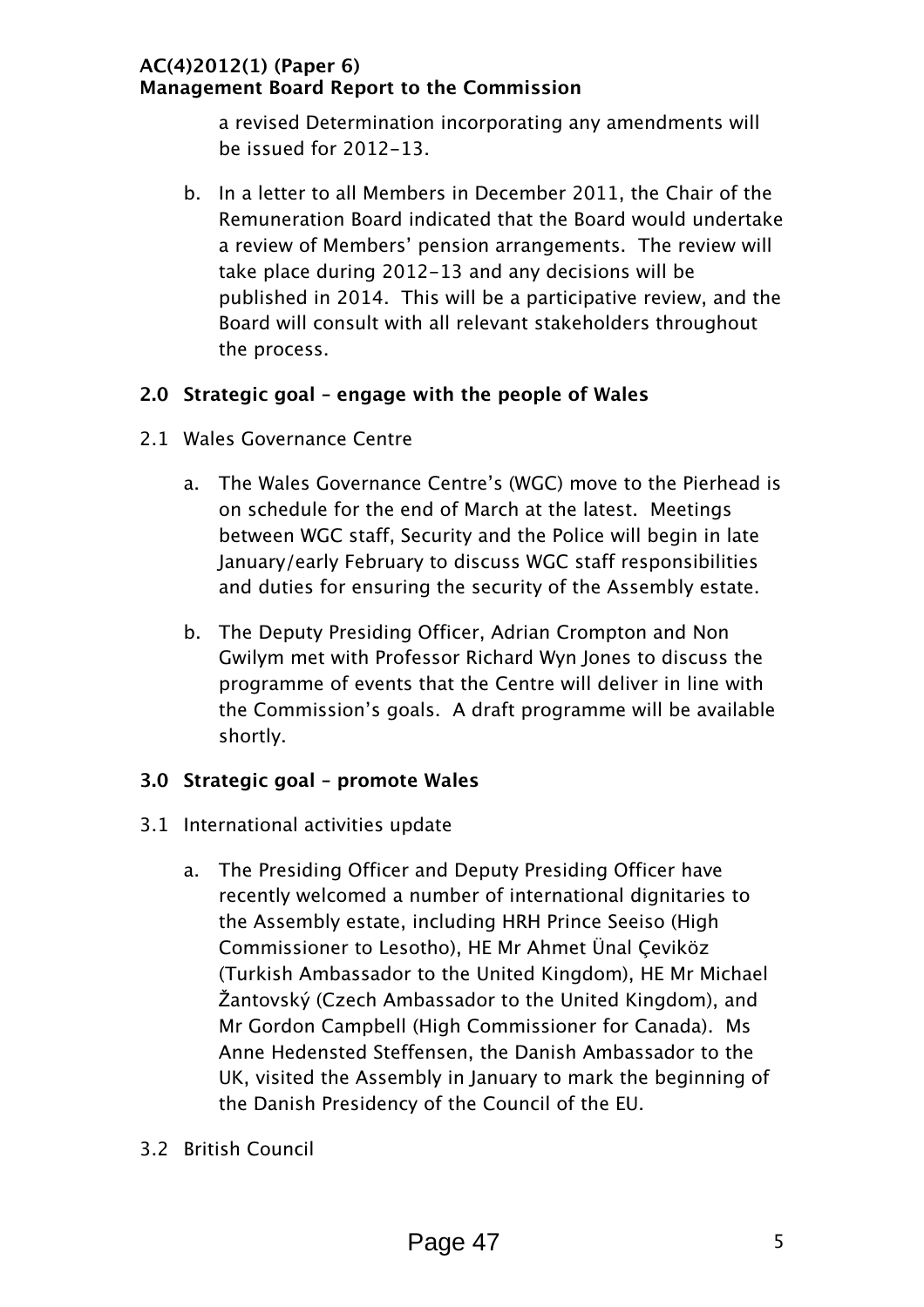a revised Determination incorporating any amendments will be issued for 2012-13.

b. In a letter to all Members in December 2011, the Chair of the Remuneration Board indicated that the Board would undertake a review of Members' pension arrangements. The review will take place during 2012-13 and any decisions will be published in 2014. This will be a participative review, and the Board will consult with all relevant stakeholders throughout the process.

## 2.0 Strategic goal – engage with the people of Wales

2.1 Wales Governance Centre

a. The Wales Governance Centre's (WGC) move to the Pierhead is on schedule for the end of March at the latest. Meetings between WGC staff, Security and the Police will begin in late January/early February to discuss WGC staff responsibilities and duties for ensuring the security of the Assembly estate.

b. The Deputy Presiding Officer, Adrian Crompton and Non Gwilym met with Professor Richard Wyn Jones to discuss the programme of events that the Centre will deliver in line with the Commission's goals. A draft programme will be available shortly.

## 3.0 Strategic goal – promote Wales

3.1 International activities update

a. The Presiding Officer and Deputy Presiding Officer have recently welcomed a number of international dignitaries to the Assembly estate, including HRH Prince Seeiso (High Commissioner to Lesotho), HE Mr Ahmet Ünal Çeviköz (Turkish Ambassador to the United Kingdom), HE Mr Michael Žantovský (Czech Ambassador to the United Kingdom), and Mr Gordon Campbell (High Commissioner for Canada). Ms Anne Hedensted Steffensen, the Danish Ambassador to the UK, visited the Assembly in January to mark the beginning of the Danish Presidency of the Council of the EU.

3.2 British Council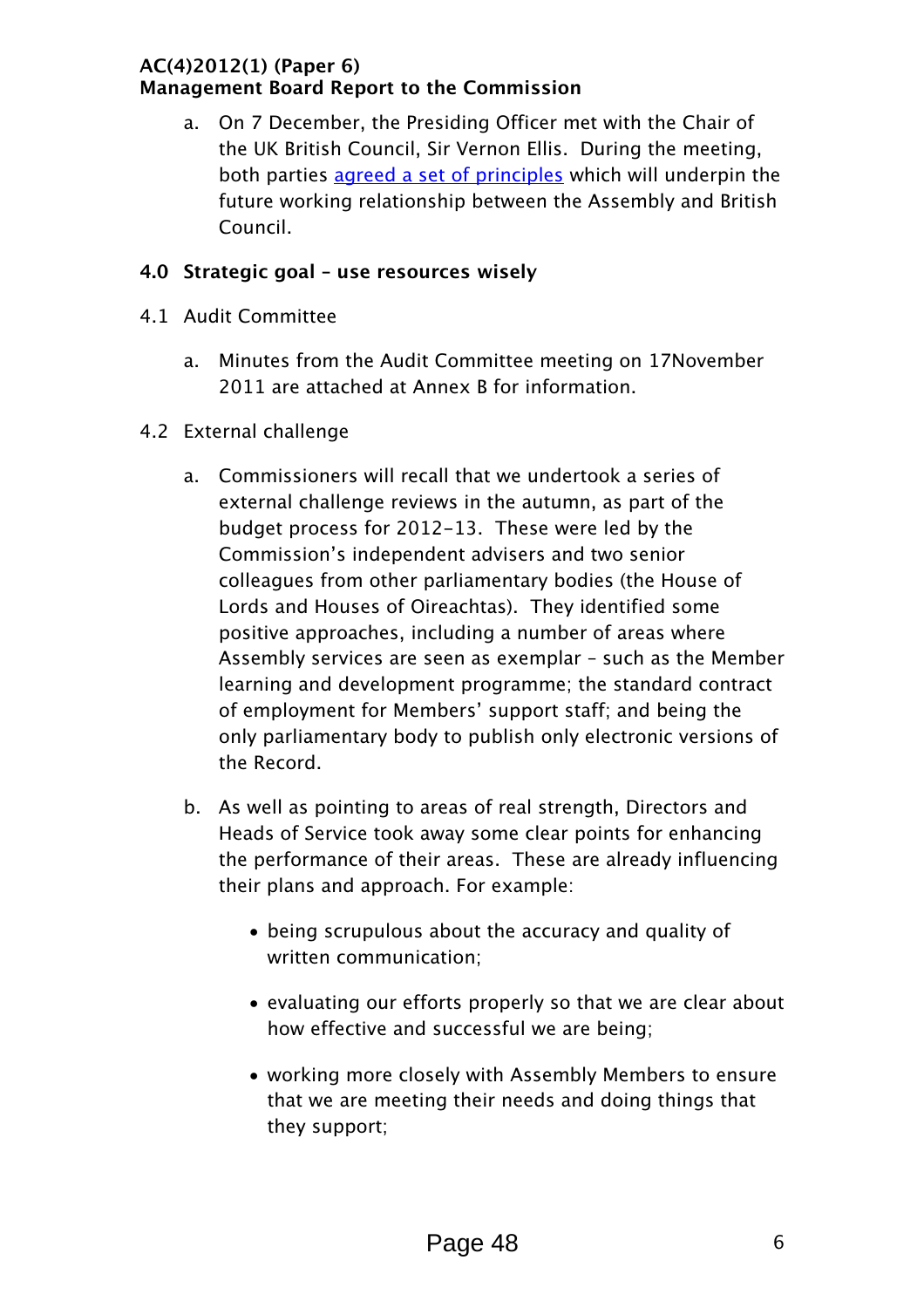a. On 7 December, the Presiding Officer met with the Chair of the UK British Council, Sir Vernon Ellis. During the meeting, both parties agreed a set of principles which will underpin the future working relationship between the Assembly and British Council.

## 4.0 Strategic goal – use resources wisely

### 4.1 Audit Committee

a. Minutes from the Audit Committee meeting on 17November 2011 are attached at Annex B for information.

### 4.2 External challenge

a. Commissioners will recall that we undertook a series of external challenge reviews in the autumn, as part of the budget process for 2012-13. These were led by the Commission's independent advisers and two senior colleagues from other parliamentary bodies (the House of Lords and Houses of Oireachtas). They identified some positive approaches, including a number of areas where Assembly services are seen as exemplar – such as the Member learning and development programme; the standard contract of employment for Members' support staff; and being the only parliamentary body to publish only electronic versions of the Record.

b. As well as pointing to areas of real strength, Directors and Heads of Service took away some clear points for enhancing the performance of their areas. These are already influencing their plans and approach. For example:

- being scrupulous about the accuracy and quality of written communication;
- evaluating our efforts properly so that we are clear about how effective and successful we are being;
- working more closely with Assembly Members to ensure that we are meeting their needs and doing things that they support;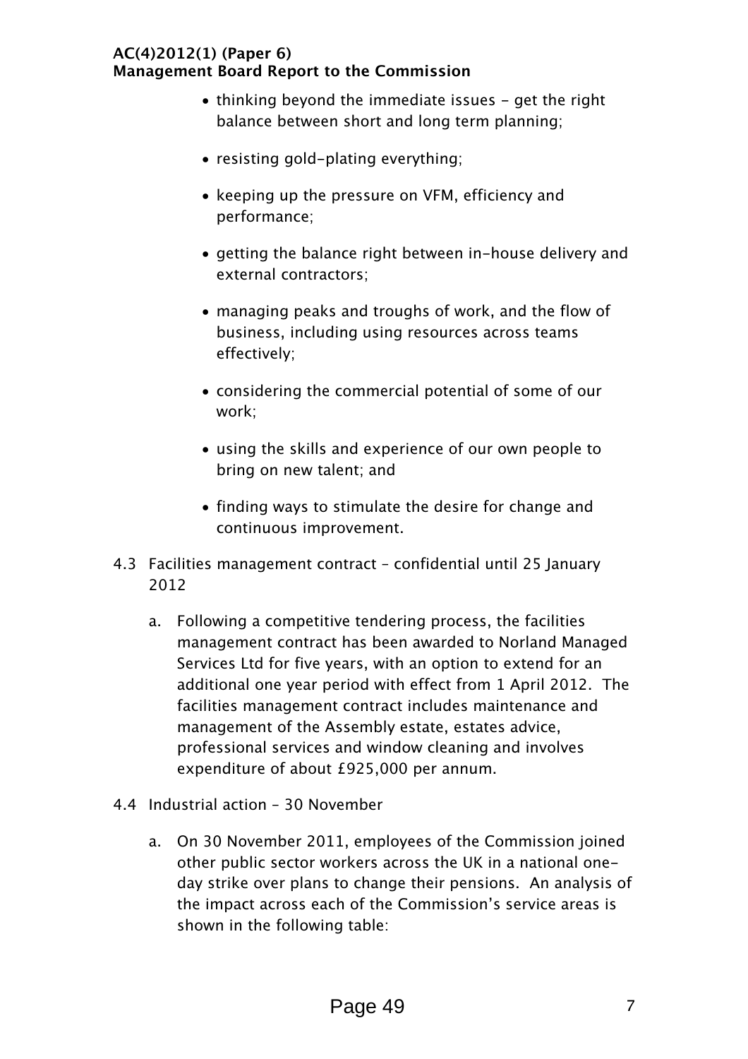- thinking beyond the immediate issues - get the right balance between short and long term planning;
- resisting gold-plating everything;
- keeping up the pressure on VFM, efficiency and performance;
- getting the balance right between in-house delivery and external contractors;
- managing peaks and troughs of work, and the flow of business, including using resources across teams effectively;
- considering the commercial potential of some of our work;
- using the skills and experience of our own people to bring on new talent; and
- finding ways to stimulate the desire for change and continuous improvement.

4.3 Facilities management contract – confidential until 25 January 2012

a. Following a competitive tendering process, the facilities management contract has been awarded to Norland Managed Services Ltd for five years, with an option to extend for an additional one year period with effect from 1 April 2012. The facilities management contract includes maintenance and management of the Assembly estate, estates advice, professional services and window cleaning and involves expenditure of about £925,000 per annum.

4.4 Industrial action - 30 November

a. On 30 November 2011, employees of the Commission joined other public sector workers across the UK in a national one-day strike over plans to change their pensions. An analysis of the impact across each of the Commission's service areas is shown in the following table: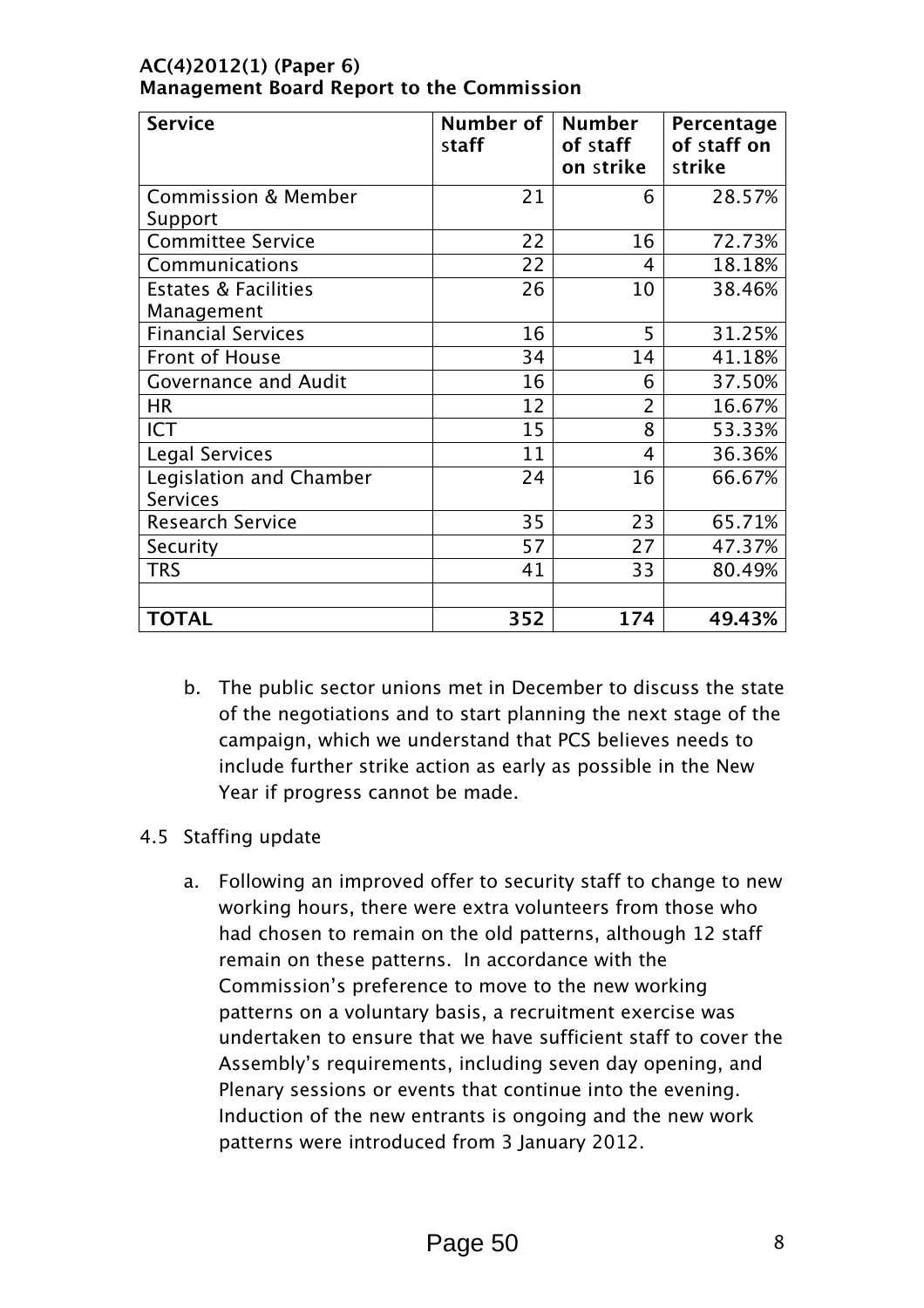**AC(4)2012(1) (Paper 6)**
**Management Board Report to the Commission**

| Service | Number of staff | Number of staff on strike | Percentage of staff on strike |
|---|---|---|---|
| Commission & Member Support | 21 | 6 | 28.57% |
| Committee Service | 22 | 16 | 72.73% |
| Communications | 22 | 4 | 18.18% |
| Estates & Facilities Management | 26 | 10 | 38.46% |
| Financial Services | 16 | 5 | 31.25% |
| Front of House | 34 | 14 | 41.18% |
| Governance and Audit | 16 | 6 | 37.50% |
| HR | 12 | 2 | 16.67% |
| ICT | 15 | 8 | 53.33% |
| Legal Services | 11 | 4 | 36.36% |
| Legislation and Chamber Services | 24 | 16 | 66.67% |
| Research Service | 35 | 23 | 65.71% |
| Security | 57 | 27 | 47.37% |
| TRS | 41 | 33 | 80.49% |
| | | | |
| **TOTAL** | **352** | **174** | **49.43%** |

b. The public sector unions met in December to discuss the state of the negotiations and to start planning the next stage of the campaign, which we understand that PCS believes needs to include further strike action as early as possible in the New Year if progress cannot be made.

4.5 Staffing update

a. Following an improved offer to security staff to change to new working hours, there were extra volunteers from those who had chosen to remain on the old patterns, although 12 staff remain on these patterns. In accordance with the Commission's preference to move to the new working patterns on a voluntary basis, a recruitment exercise was undertaken to ensure that we have sufficient staff to cover the Assembly's requirements, including seven day opening, and Plenary sessions or events that continue into the evening. Induction of the new entrants is ongoing and the new work patterns were introduced from 3 January 2012.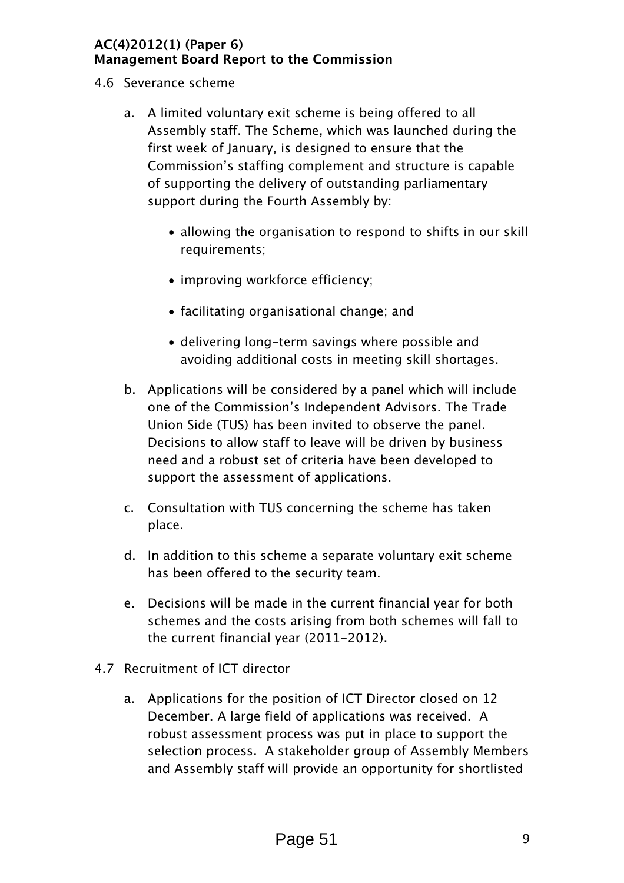4.6 Severance scheme

a. A limited voluntary exit scheme is being offered to all Assembly staff. The Scheme, which was launched during the first week of January, is designed to ensure that the Commission's staffing complement and structure is capable of supporting the delivery of outstanding parliamentary support during the Fourth Assembly by:

- allowing the organisation to respond to shifts in our skill requirements;
- improving workforce efficiency;
- facilitating organisational change; and
- delivering long-term savings where possible and avoiding additional costs in meeting skill shortages.

b. Applications will be considered by a panel which will include one of the Commission's Independent Advisors. The Trade Union Side (TUS) has been invited to observe the panel. Decisions to allow staff to leave will be driven by business need and a robust set of criteria have been developed to support the assessment of applications.

c. Consultation with TUS concerning the scheme has taken place.

d. In addition to this scheme a separate voluntary exit scheme has been offered to the security team.

e. Decisions will be made in the current financial year for both schemes and the costs arising from both schemes will fall to the current financial year (2011-2012).

4.7 Recruitment of ICT director

a. Applications for the position of ICT Director closed on 12 December. A large field of applications was received. A robust assessment process was put in place to support the selection process. A stakeholder group of Assembly Members and Assembly staff will provide an opportunity for shortlisted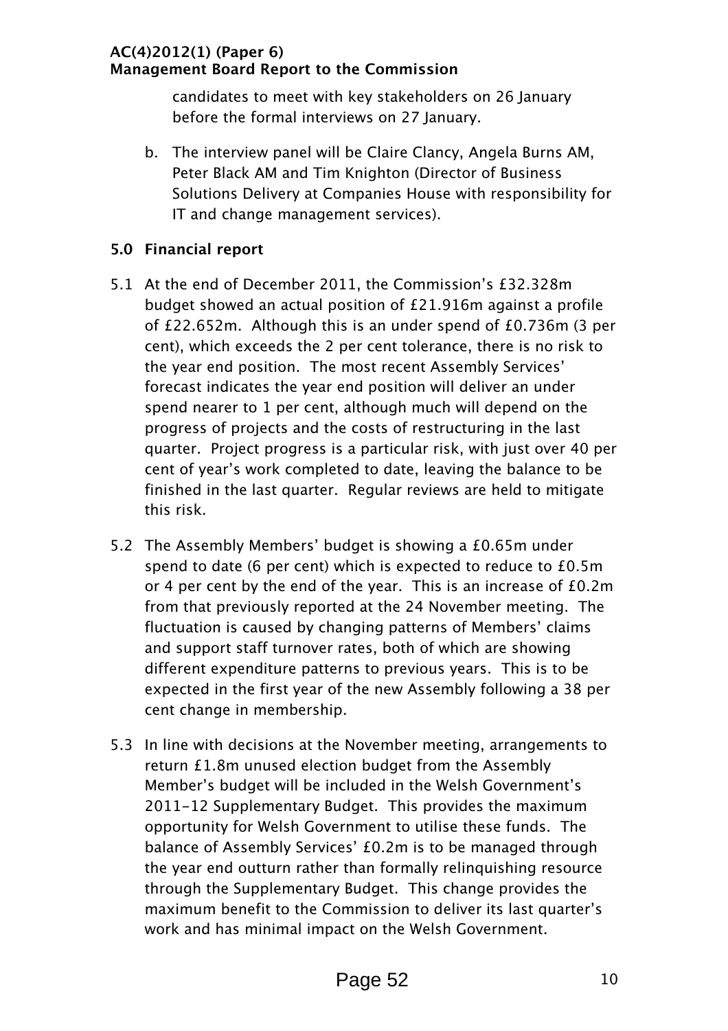candidates to meet with key stakeholders on 26 January before the formal interviews on 27 January.

b. The interview panel will be Claire Clancy, Angela Burns AM, Peter Black AM and Tim Knighton (Director of Business Solutions Delivery at Companies House with responsibility for IT and change management services).

## 5.0 Financial report

5.1 At the end of December 2011, the Commission's £32.328m budget showed an actual position of £21.916m against a profile of £22.652m. Although this is an under spend of £0.736m (3 per cent), which exceeds the 2 per cent tolerance, there is no risk to the year end position. The most recent Assembly Services' forecast indicates the year end position will deliver an under spend nearer to 1 per cent, although much will depend on the progress of projects and the costs of restructuring in the last quarter. Project progress is a particular risk, with just over 40 per cent of year's work completed to date, leaving the balance to be finished in the last quarter. Regular reviews are held to mitigate this risk.

5.2 The Assembly Members' budget is showing a £0.65m under spend to date (6 per cent) which is expected to reduce to £0.5m or 4 per cent by the end of the year. This is an increase of £0.2m from that previously reported at the 24 November meeting. The fluctuation is caused by changing patterns of Members' claims and support staff turnover rates, both of which are showing different expenditure patterns to previous years. This is to be expected in the first year of the new Assembly following a 38 per cent change in membership.

5.3 In line with decisions at the November meeting, arrangements to return £1.8m unused election budget from the Assembly Member's budget will be included in the Welsh Government's 2011-12 Supplementary Budget. This provides the maximum opportunity for Welsh Government to utilise these funds. The balance of Assembly Services' £0.2m is to be managed through the year end outturn rather than formally relinquishing resource through the Supplementary Budget. This change provides the maximum benefit to the Commission to deliver its last quarter's work and has minimal impact on the Welsh Government.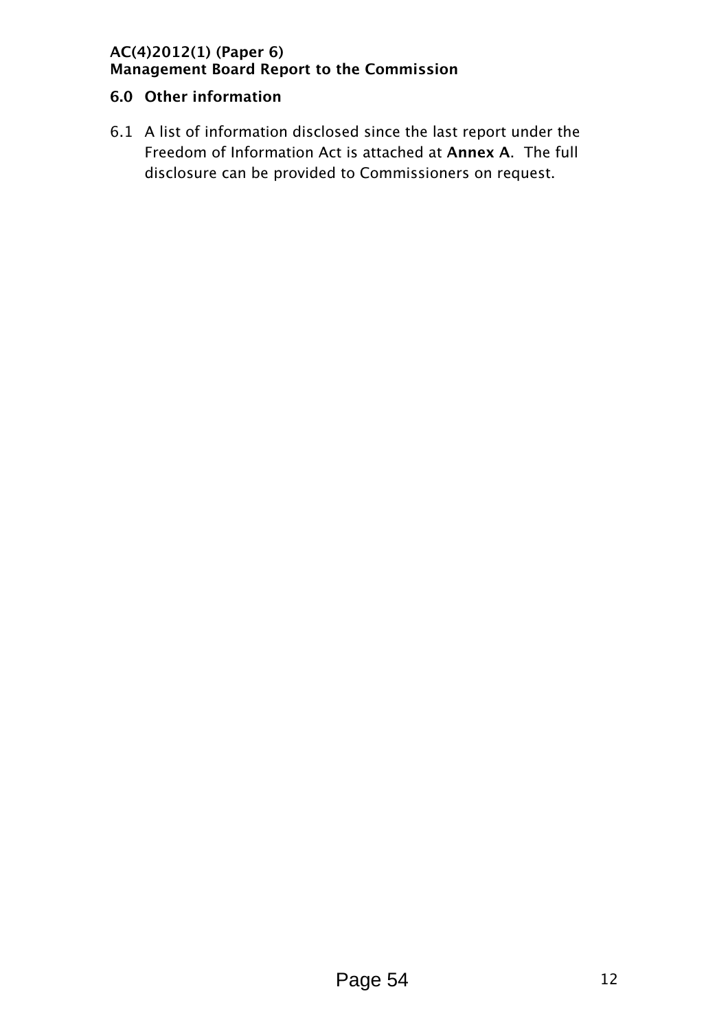## 6.0 Other information

6.1 A list of information disclosed since the last report under the Freedom of Information Act is attached at **Annex A**. The full disclosure can be provided to Commissioners on request.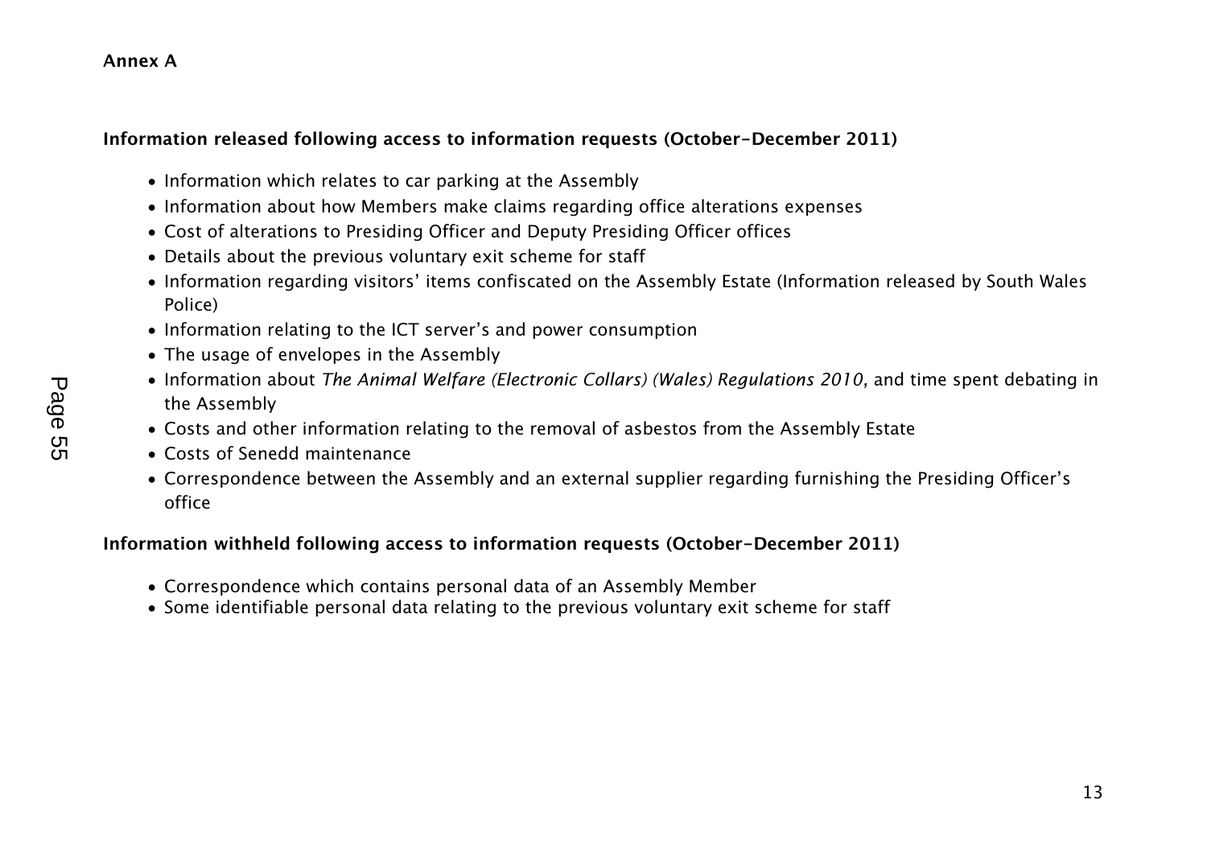**Annex A**

**Information released following access to information requests (October-December 2011)**

- Information which relates to car parking at the Assembly
- Information about how Members make claims regarding office alterations expenses
- Cost of alterations to Presiding Officer and Deputy Presiding Officer offices
- Details about the previous voluntary exit scheme for staff
- Information regarding visitors' items confiscated on the Assembly Estate (Information released by South Wales Police)
- Information relating to the ICT server's and power consumption
- The usage of envelopes in the Assembly
- Information about *The Animal Welfare (Electronic Collars) (Wales) Regulations 2010*, and time spent debating in the Assembly
- Costs and other information relating to the removal of asbestos from the Assembly Estate
- Costs of Senedd maintenance
- Correspondence between the Assembly and an external supplier regarding furnishing the Presiding Officer's office

**Information withheld following access to information requests (October-December 2011)**

- Correspondence which contains personal data of an Assembly Member
- Some identifiable personal data relating to the previous voluntary exit scheme for staff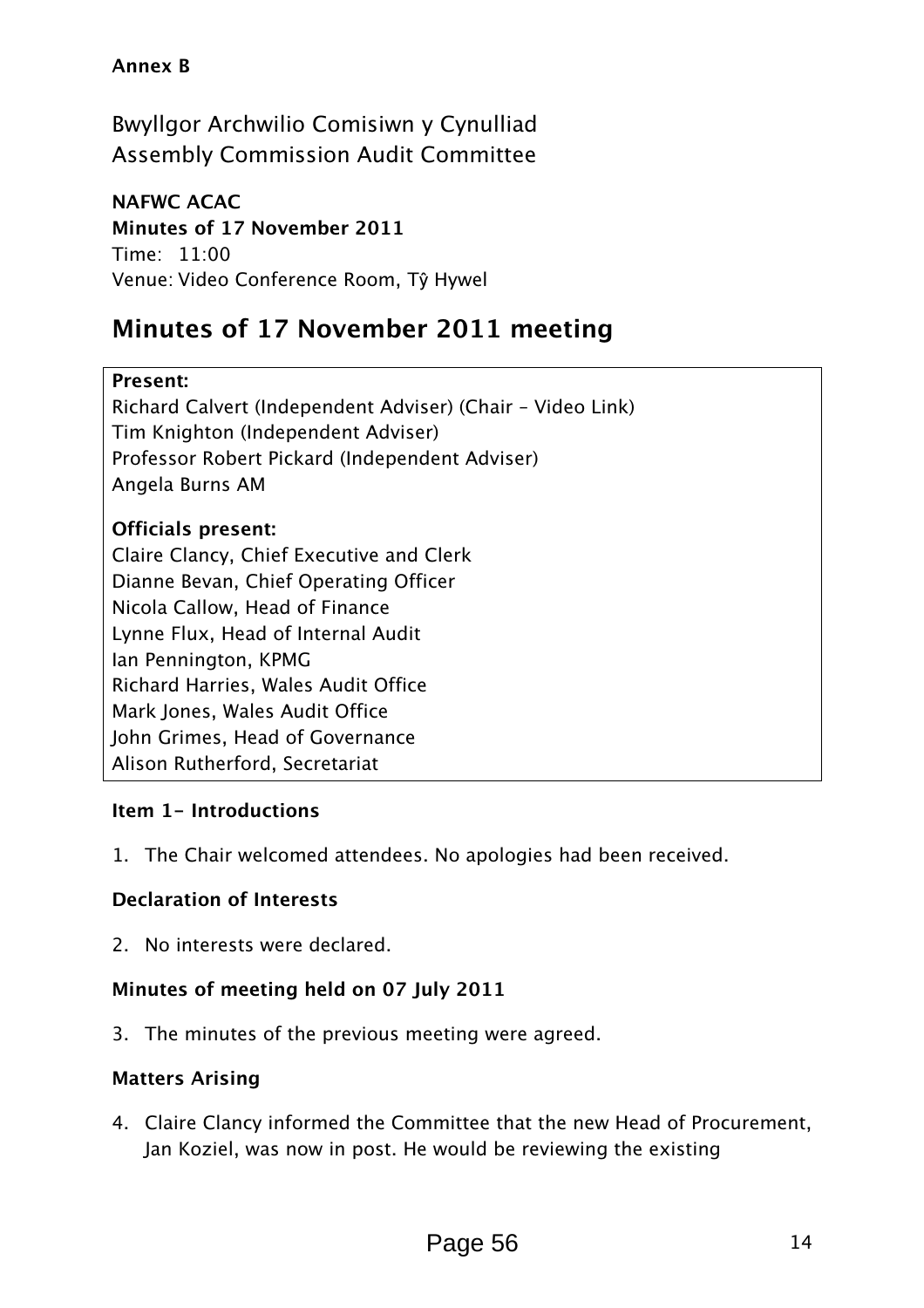**Annex B**

Bwyllgor Archwilio Comisiwn y Cynulliad
Assembly Commission Audit Committee

**NAFWC ACAC**
**Minutes of 17 November 2011**
Time: 11:00
Venue: Video Conference Room, Tŷ Hywel

# Minutes of 17 November 2011 meeting

**Present:**
Richard Calvert (Independent Adviser) (Chair – Video Link)
Tim Knighton (Independent Adviser)
Professor Robert Pickard (Independent Adviser)
Angela Burns AM

**Officials present:**
Claire Clancy, Chief Executive and Clerk
Dianne Bevan, Chief Operating Officer
Nicola Callow, Head of Finance
Lynne Flux, Head of Internal Audit
Ian Pennington, KPMG
Richard Harries, Wales Audit Office
Mark Jones, Wales Audit Office
John Grimes, Head of Governance
Alison Rutherford, Secretariat

**Item 1- Introductions**

1. The Chair welcomed attendees. No apologies had been received.

**Declaration of Interests**

2. No interests were declared.

**Minutes of meeting held on 07 July 2011**

3. The minutes of the previous meeting were agreed.

**Matters Arising**

4. Claire Clancy informed the Committee that the new Head of Procurement, Jan Koziel, was now in post. He would be reviewing the existing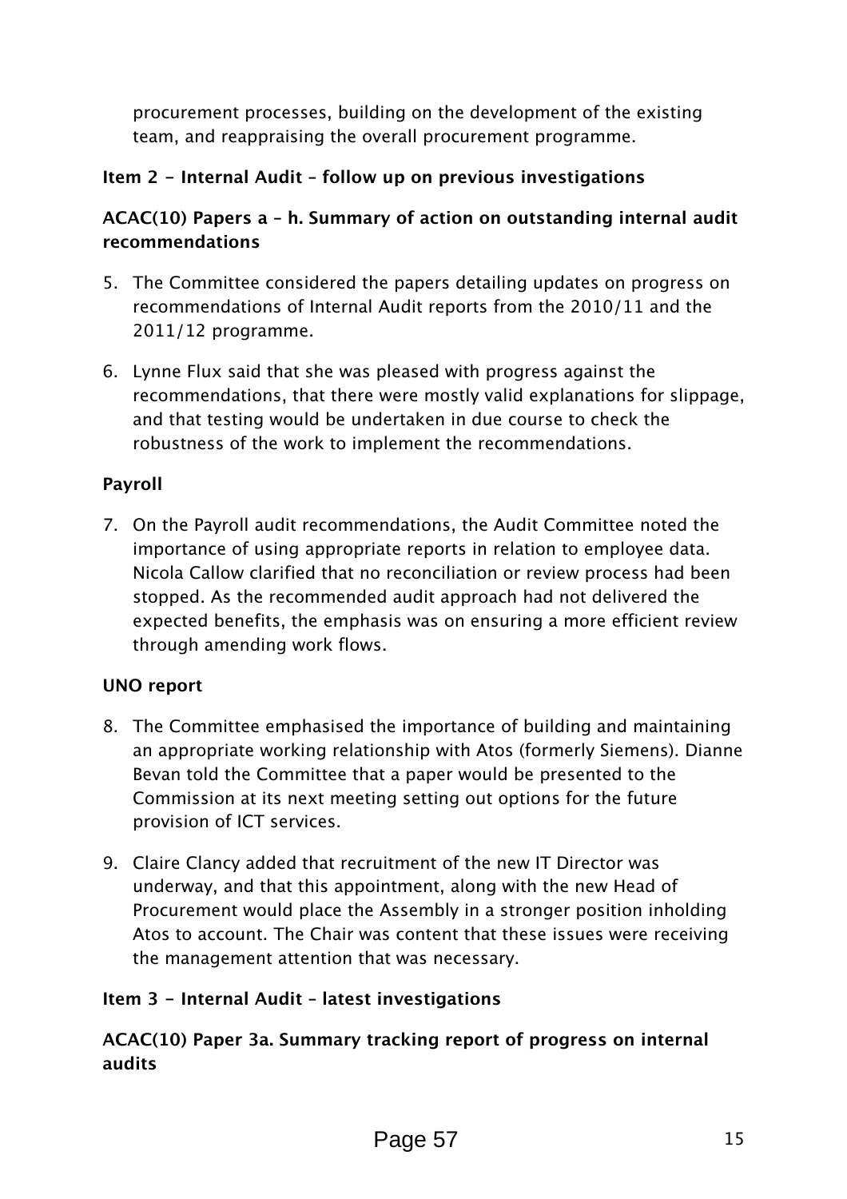procurement processes, building on the development of the existing team, and reappraising the overall procurement programme.

**Item 2 - Internal Audit – follow up on previous investigations**

**ACAC(10) Papers a – h. Summary of action on outstanding internal audit recommendations**

5. The Committee considered the papers detailing updates on progress on recommendations of Internal Audit reports from the 2010/11 and the 2011/12 programme.

6. Lynne Flux said that she was pleased with progress against the recommendations, that there were mostly valid explanations for slippage, and that testing would be undertaken in due course to check the robustness of the work to implement the recommendations.

**Payroll**

7. On the Payroll audit recommendations, the Audit Committee noted the importance of using appropriate reports in relation to employee data. Nicola Callow clarified that no reconciliation or review process had been stopped. As the recommended audit approach had not delivered the expected benefits, the emphasis was on ensuring a more efficient review through amending work flows.

**UNO report**

8. The Committee emphasised the importance of building and maintaining an appropriate working relationship with Atos (formerly Siemens). Dianne Bevan told the Committee that a paper would be presented to the Commission at its next meeting setting out options for the future provision of ICT services.

9. Claire Clancy added that recruitment of the new IT Director was underway, and that this appointment, along with the new Head of Procurement would place the Assembly in a stronger position inholding Atos to account. The Chair was content that these issues were receiving the management attention that was necessary.

**Item 3 - Internal Audit – latest investigations**

**ACAC(10) Paper 3a. Summary tracking report of progress on internal audits**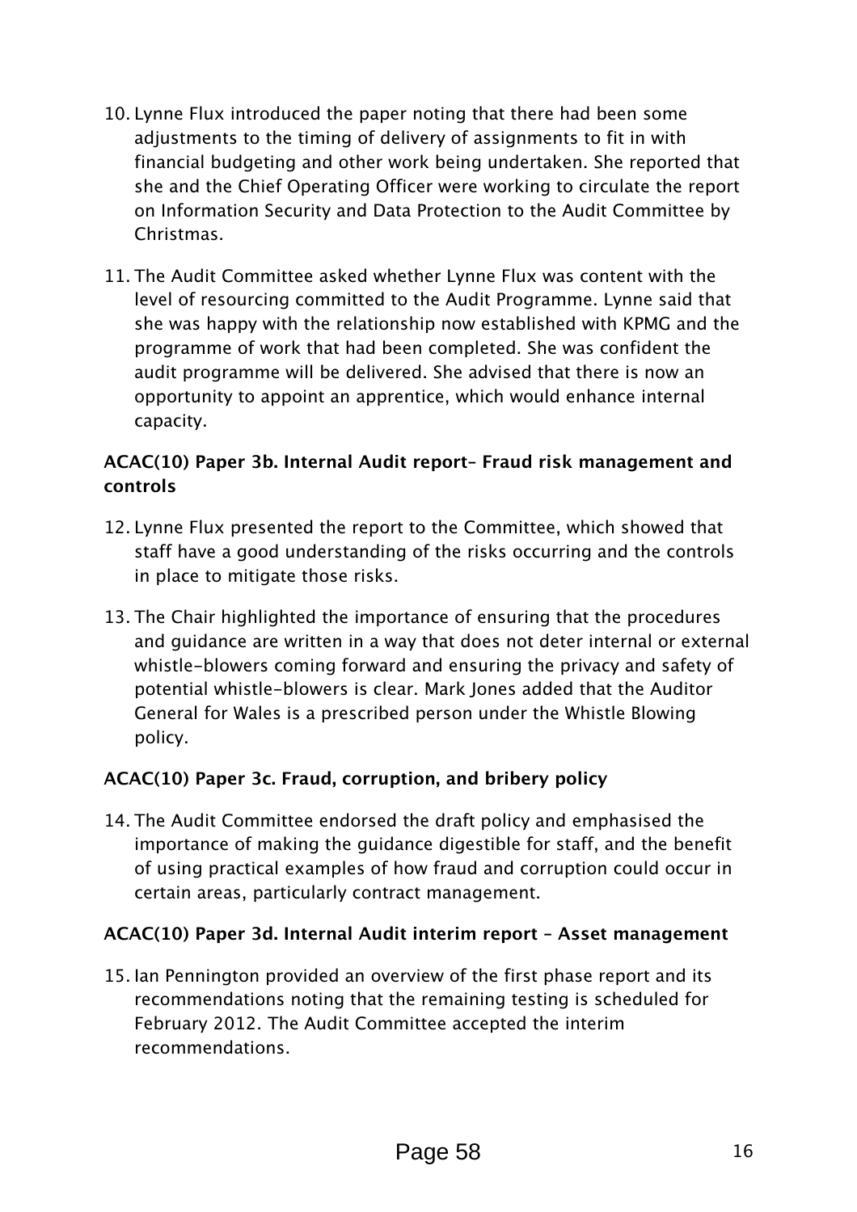10. Lynne Flux introduced the paper noting that there had been some adjustments to the timing of delivery of assignments to fit in with financial budgeting and other work being undertaken. She reported that she and the Chief Operating Officer were working to circulate the report on Information Security and Data Protection to the Audit Committee by Christmas.

11. The Audit Committee asked whether Lynne Flux was content with the level of resourcing committed to the Audit Programme. Lynne said that she was happy with the relationship now established with KPMG and the programme of work that had been completed. She was confident the audit programme will be delivered. She advised that there is now an opportunity to appoint an apprentice, which would enhance internal capacity.

### ACAC(10) Paper 3b. Internal Audit report– Fraud risk management and controls

12. Lynne Flux presented the report to the Committee, which showed that staff have a good understanding of the risks occurring and the controls in place to mitigate those risks.

13. The Chair highlighted the importance of ensuring that the procedures and guidance are written in a way that does not deter internal or external whistle-blowers coming forward and ensuring the privacy and safety of potential whistle-blowers is clear. Mark Jones added that the Auditor General for Wales is a prescribed person under the Whistle Blowing policy.

### ACAC(10) Paper 3c. Fraud, corruption, and bribery policy

14. The Audit Committee endorsed the draft policy and emphasised the importance of making the guidance digestible for staff, and the benefit of using practical examples of how fraud and corruption could occur in certain areas, particularly contract management.

### ACAC(10) Paper 3d. Internal Audit interim report – Asset management

15. Ian Pennington provided an overview of the first phase report and its recommendations noting that the remaining testing is scheduled for February 2012. The Audit Committee accepted the interim recommendations.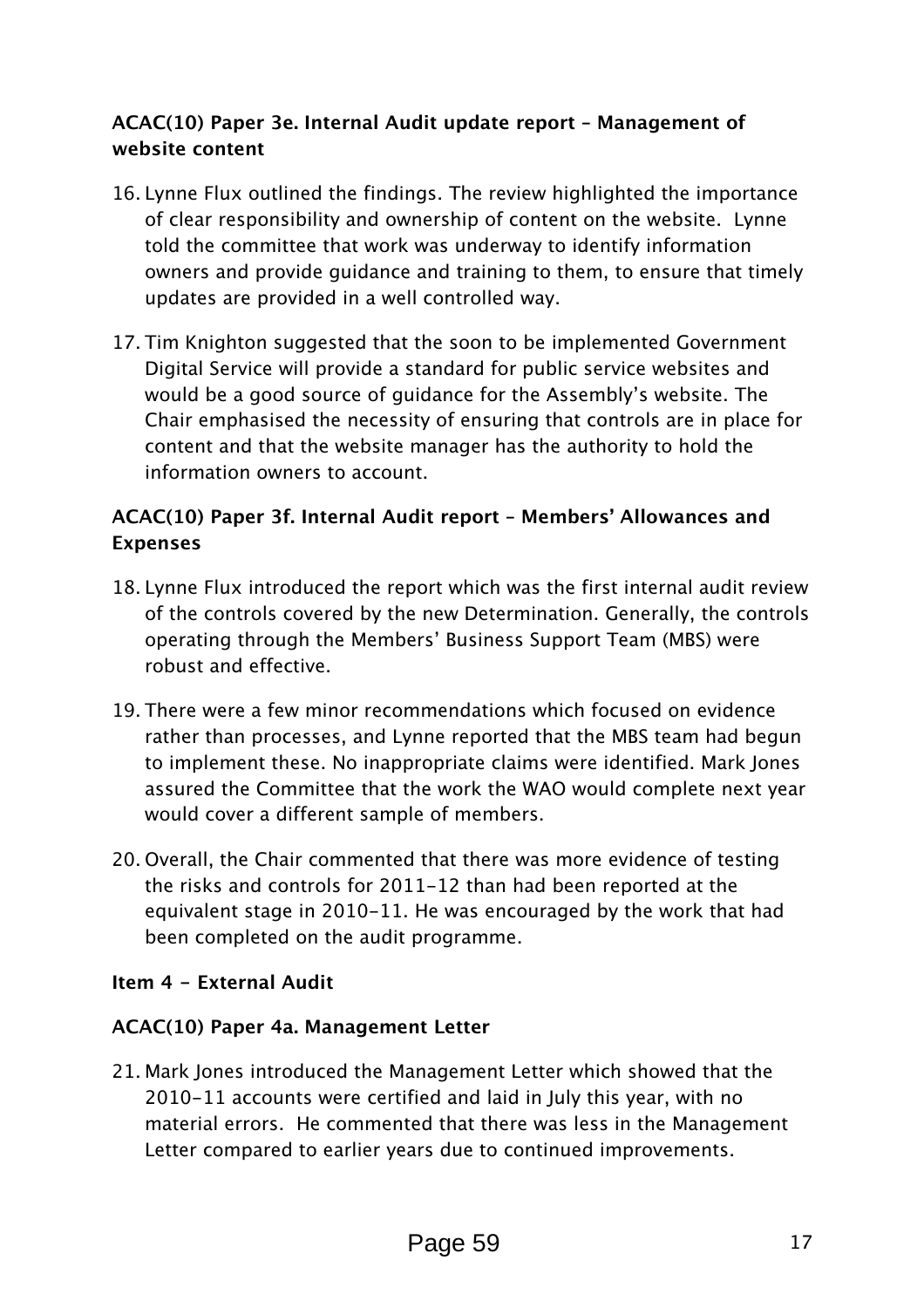**ACAC(10) Paper 3e. Internal Audit update report – Management of website content**

16. Lynne Flux outlined the findings. The review highlighted the importance of clear responsibility and ownership of content on the website. Lynne told the committee that work was underway to identify information owners and provide guidance and training to them, to ensure that timely updates are provided in a well controlled way.

17. Tim Knighton suggested that the soon to be implemented Government Digital Service will provide a standard for public service websites and would be a good source of guidance for the Assembly's website. The Chair emphasised the necessity of ensuring that controls are in place for content and that the website manager has the authority to hold the information owners to account.

**ACAC(10) Paper 3f. Internal Audit report – Members' Allowances and Expenses**

18. Lynne Flux introduced the report which was the first internal audit review of the controls covered by the new Determination. Generally, the controls operating through the Members' Business Support Team (MBS) were robust and effective.

19. There were a few minor recommendations which focused on evidence rather than processes, and Lynne reported that the MBS team had begun to implement these. No inappropriate claims were identified. Mark Jones assured the Committee that the work the WAO would complete next year would cover a different sample of members.

20. Overall, the Chair commented that there was more evidence of testing the risks and controls for 2011-12 than had been reported at the equivalent stage in 2010-11. He was encouraged by the work that had been completed on the audit programme.

**Item 4 - External Audit**

**ACAC(10) Paper 4a. Management Letter**

21. Mark Jones introduced the Management Letter which showed that the 2010-11 accounts were certified and laid in July this year, with no material errors. He commented that there was less in the Management Letter compared to earlier years due to continued improvements.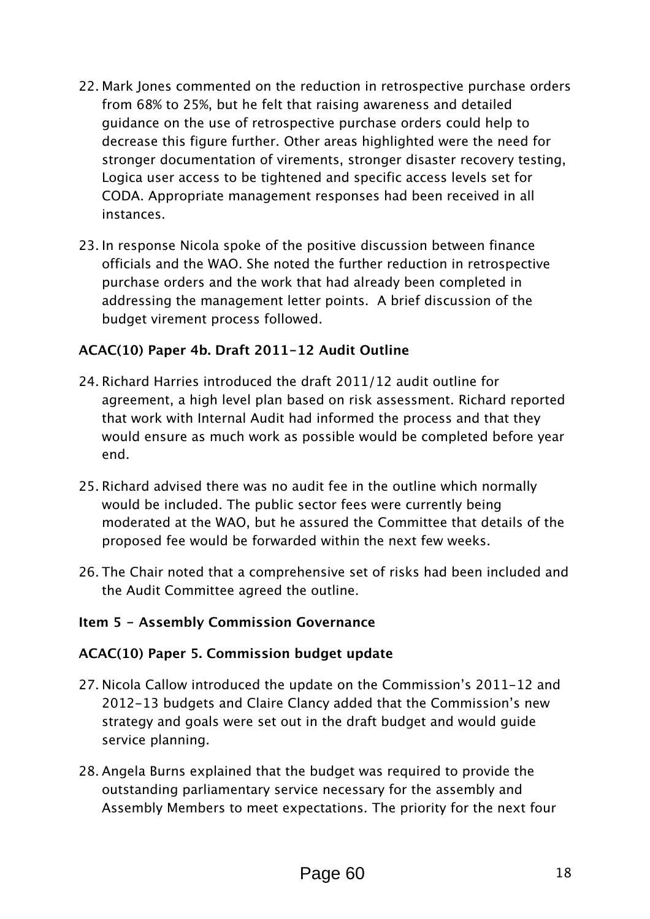22. Mark Jones commented on the reduction in retrospective purchase orders from 68% to 25%, but he felt that raising awareness and detailed guidance on the use of retrospective purchase orders could help to decrease this figure further. Other areas highlighted were the need for stronger documentation of virements, stronger disaster recovery testing, Logica user access to be tightened and specific access levels set for CODA. Appropriate management responses had been received in all instances.

23. In response Nicola spoke of the positive discussion between finance officials and the WAO. She noted the further reduction in retrospective purchase orders and the work that had already been completed in addressing the management letter points. A brief discussion of the budget virement process followed.

**ACAC(10) Paper 4b. Draft 2011-12 Audit Outline**

24. Richard Harries introduced the draft 2011/12 audit outline for agreement, a high level plan based on risk assessment. Richard reported that work with Internal Audit had informed the process and that they would ensure as much work as possible would be completed before year end.

25. Richard advised there was no audit fee in the outline which normally would be included. The public sector fees were currently being moderated at the WAO, but he assured the Committee that details of the proposed fee would be forwarded within the next few weeks.

26. The Chair noted that a comprehensive set of risks had been included and the Audit Committee agreed the outline.

**Item 5 - Assembly Commission Governance**

**ACAC(10) Paper 5. Commission budget update**

27. Nicola Callow introduced the update on the Commission's 2011-12 and 2012-13 budgets and Claire Clancy added that the Commission's new strategy and goals were set out in the draft budget and would guide service planning.

28. Angela Burns explained that the budget was required to provide the outstanding parliamentary service necessary for the assembly and Assembly Members to meet expectations. The priority for the next four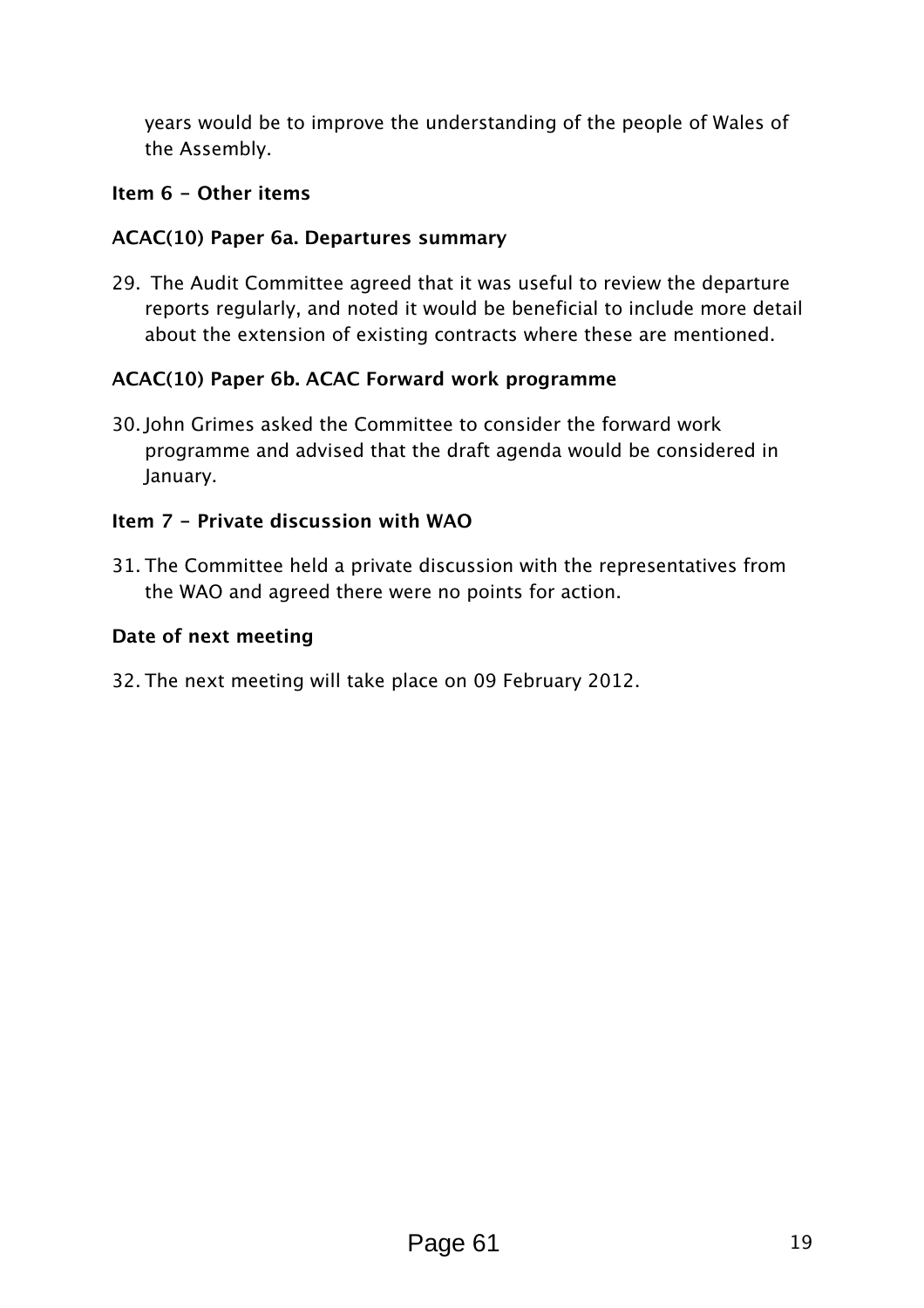years would be to improve the understanding of the people of Wales of the Assembly.

**Item 6 - Other items**

**ACAC(10) Paper 6a. Departures summary**

29. The Audit Committee agreed that it was useful to review the departure reports regularly, and noted it would be beneficial to include more detail about the extension of existing contracts where these are mentioned.

**ACAC(10) Paper 6b. ACAC Forward work programme**

30. John Grimes asked the Committee to consider the forward work programme and advised that the draft agenda would be considered in January.

**Item 7 - Private discussion with WAO**

31. The Committee held a private discussion with the representatives from the WAO and agreed there were no points for action.

**Date of next meeting**

32. The next meeting will take place on 09 February 2012.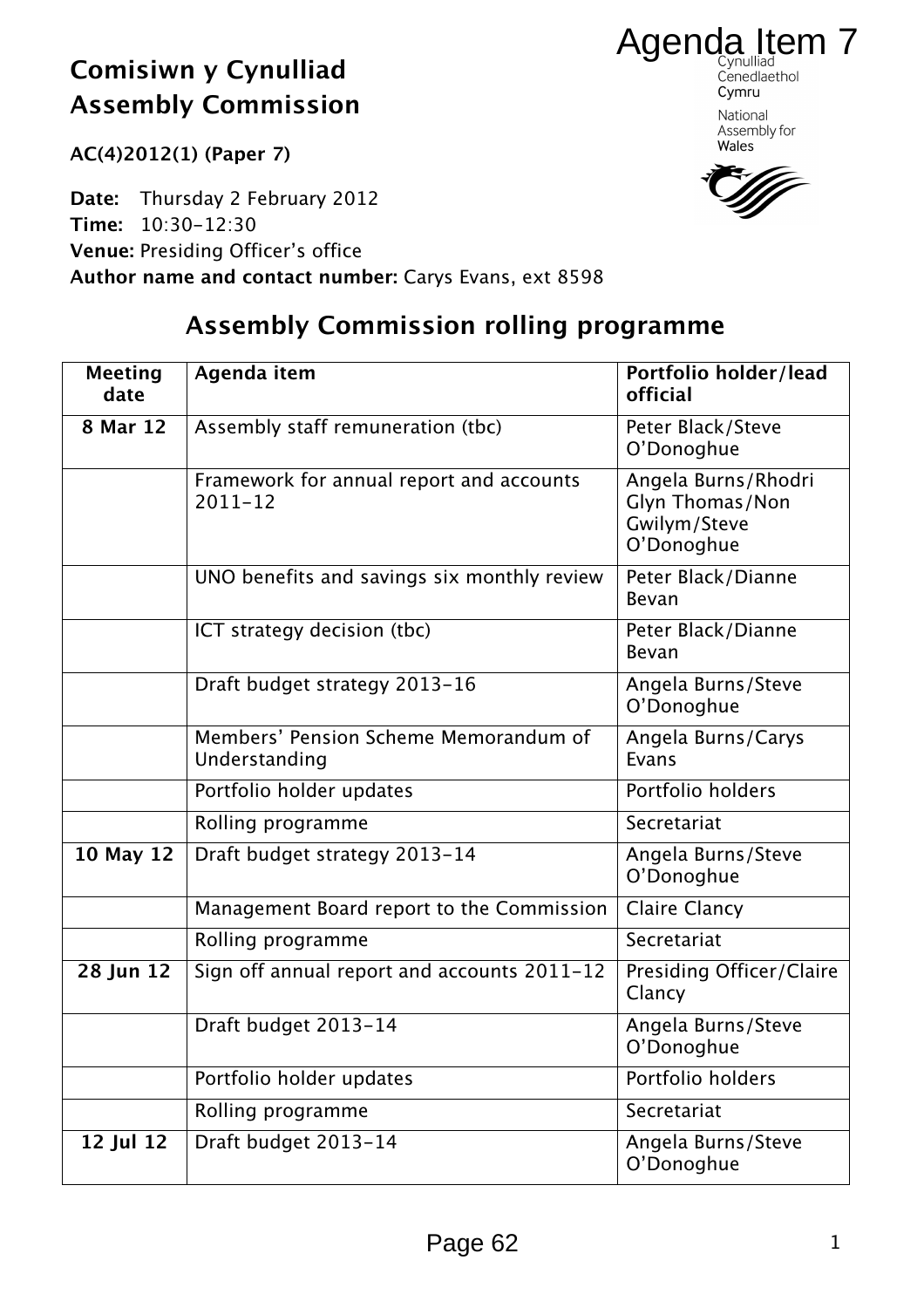Agenda Item 7

## Comisiwn y Cynulliad
## Assembly Commission

Cynulliad Cenedlaethol Cymru
National Assembly for Wales

**AC(4)2012(1) (Paper 7)**

**Date:** Thursday 2 February 2012
**Time:** 10:30-12:30
**Venue:** Presiding Officer's office
**Author name and contact number:** Carys Evans, ext 8598

## Assembly Commission rolling programme

| Meeting date | Agenda item | Portfolio holder/lead official |
|---|---|---|
| **8 Mar 12** | Assembly staff remuneration (tbc) | Peter Black/Steve O'Donoghue |
| | Framework for annual report and accounts 2011-12 | Angela Burns/Rhodri Glyn Thomas/Non Gwilym/Steve O'Donoghue |
| | UNO benefits and savings six monthly review | Peter Black/Dianne Bevan |
| | ICT strategy decision (tbc) | Peter Black/Dianne Bevan |
| | Draft budget strategy 2013-16 | Angela Burns/Steve O'Donoghue |
| | Members' Pension Scheme Memorandum of Understanding | Angela Burns/Carys Evans |
| | Portfolio holder updates | Portfolio holders |
| | Rolling programme | Secretariat |
| **10 May 12** | Draft budget strategy 2013-14 | Angela Burns/Steve O'Donoghue |
| | Management Board report to the Commission | Claire Clancy |
| | Rolling programme | Secretariat |
| **28 Jun 12** | Sign off annual report and accounts 2011-12 | Presiding Officer/Claire Clancy |
| | Draft budget 2013-14 | Angela Burns/Steve O'Donoghue |
| | Portfolio holder updates | Portfolio holders |
| | Rolling programme | Secretariat |
| **12 Jul 12** | Draft budget 2013-14 | Angela Burns/Steve O'Donoghue |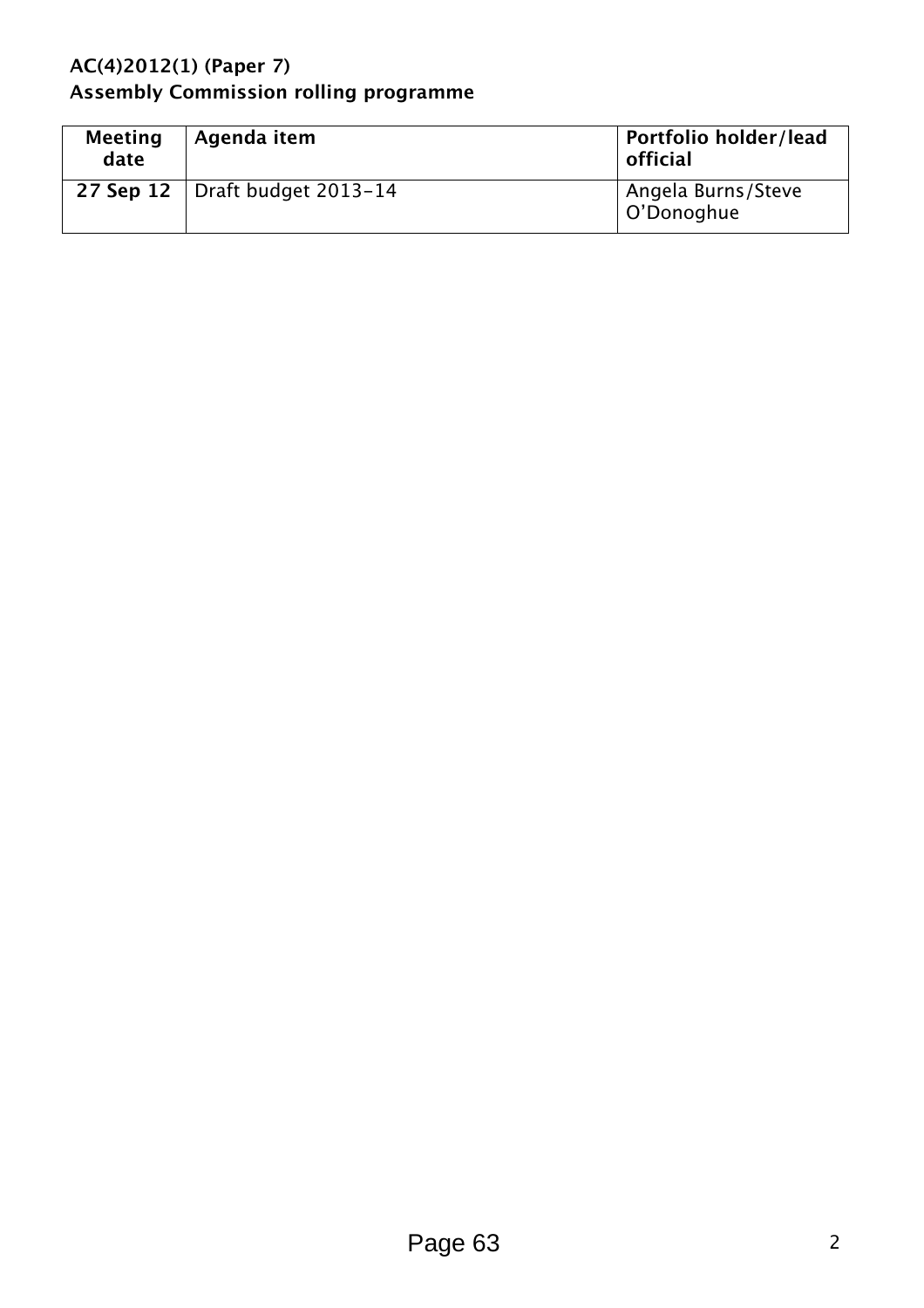**AC(4)2012(1) (Paper 7)**
**Assembly Commission rolling programme**

| Meeting date | Agenda item | Portfolio holder/lead official |
|---|---|---|
| **27 Sep 12** | Draft budget 2013-14 | Angela Burns/Steve O'Donoghue |